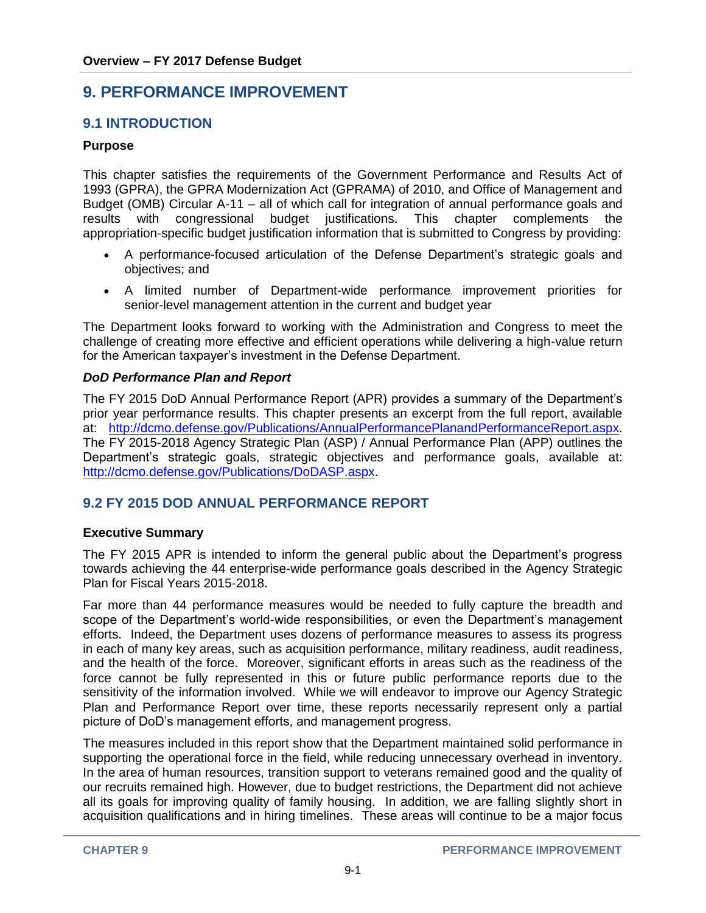# 9. PERFORMANCE IMPROVEMENT

## 9.1 INTRODUCTION

### Purpose

This chapter satisfies the requirements of the Government Performance and Results Act of 1993 (GPRA), the GPRA Modernization Act (GPRAMA) of 2010, and Office of Management and Budget (OMB) Circular A-11 – all of which call for integration of annual performance goals and results with congressional budget justifications. This chapter complements the appropriation-specific budget justification information that is submitted to Congress by providing:

- A performance-focused articulation of the Defense Department's strategic goals and objectives; and
- A limited number of Department-wide performance improvement priorities for senior-level management attention in the current and budget year

The Department looks forward to working with the Administration and Congress to meet the challenge of creating more effective and efficient operations while delivering a high-value return for the American taxpayer's investment in the Defense Department.

***DoD Performance Plan and Report***

The FY 2015 DoD Annual Performance Report (APR) provides a summary of the Department's prior year performance results. This chapter presents an excerpt from the full report, available at: http://dcmo.defense.gov/Publications/AnnualPerformancePlanandPerformanceReport.aspx. The FY 2015-2018 Agency Strategic Plan (ASP) / Annual Performance Plan (APP) outlines the Department's strategic goals, strategic objectives and performance goals, available at: http://dcmo.defense.gov/Publications/DoDASP.aspx.

## 9.2 FY 2015 DOD ANNUAL PERFORMANCE REPORT

### Executive Summary

The FY 2015 APR is intended to inform the general public about the Department's progress towards achieving the 44 enterprise-wide performance goals described in the Agency Strategic Plan for Fiscal Years 2015-2018.

Far more than 44 performance measures would be needed to fully capture the breadth and scope of the Department's world-wide responsibilities, or even the Department's management efforts. Indeed, the Department uses dozens of performance measures to assess its progress in each of many key areas, such as acquisition performance, military readiness, audit readiness, and the health of the force. Moreover, significant efforts in areas such as the readiness of the force cannot be fully represented in this or future public performance reports due to the sensitivity of the information involved. While we will endeavor to improve our Agency Strategic Plan and Performance Report over time, these reports necessarily represent only a partial picture of DoD's management efforts, and management progress.

The measures included in this report show that the Department maintained solid performance in supporting the operational force in the field, while reducing unnecessary overhead in inventory. In the area of human resources, transition support to veterans remained good and the quality of our recruits remained high. However, due to budget restrictions, the Department did not achieve all its goals for improving quality of family housing. In addition, we are falling slightly short in acquisition qualifications and in hiring timelines. These areas will continue to be a major focus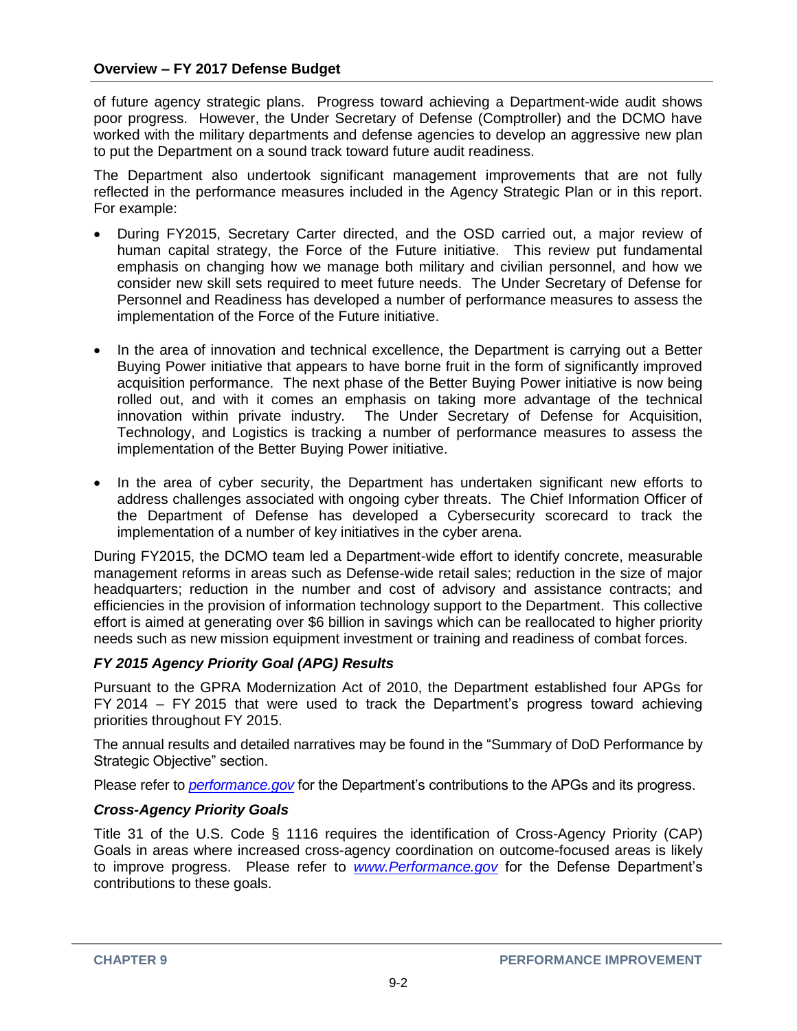of future agency strategic plans. Progress toward achieving a Department-wide audit shows poor progress. However, the Under Secretary of Defense (Comptroller) and the DCMO have worked with the military departments and defense agencies to develop an aggressive new plan to put the Department on a sound track toward future audit readiness.

The Department also undertook significant management improvements that are not fully reflected in the performance measures included in the Agency Strategic Plan or in this report. For example:

- During FY2015, Secretary Carter directed, and the OSD carried out, a major review of human capital strategy, the Force of the Future initiative. This review put fundamental emphasis on changing how we manage both military and civilian personnel, and how we consider new skill sets required to meet future needs. The Under Secretary of Defense for Personnel and Readiness has developed a number of performance measures to assess the implementation of the Force of the Future initiative.

- In the area of innovation and technical excellence, the Department is carrying out a Better Buying Power initiative that appears to have borne fruit in the form of significantly improved acquisition performance. The next phase of the Better Buying Power initiative is now being rolled out, and with it comes an emphasis on taking more advantage of the technical innovation within private industry. The Under Secretary of Defense for Acquisition, Technology, and Logistics is tracking a number of performance measures to assess the implementation of the Better Buying Power initiative.

- In the area of cyber security, the Department has undertaken significant new efforts to address challenges associated with ongoing cyber threats. The Chief Information Officer of the Department of Defense has developed a Cybersecurity scorecard to track the implementation of a number of key initiatives in the cyber arena.

During FY2015, the DCMO team led a Department-wide effort to identify concrete, measurable management reforms in areas such as Defense-wide retail sales; reduction in the size of major headquarters; reduction in the number and cost of advisory and assistance contracts; and efficiencies in the provision of information technology support to the Department. This collective effort is aimed at generating over $6 billion in savings which can be reallocated to higher priority needs such as new mission equipment investment or training and readiness of combat forces.

### *FY 2015 Agency Priority Goal (APG) Results*

Pursuant to the GPRA Modernization Act of 2010, the Department established four APGs for FY 2014 – FY 2015 that were used to track the Department's progress toward achieving priorities throughout FY 2015.

The annual results and detailed narratives may be found in the "Summary of DoD Performance by Strategic Objective" section.

Please refer to *performance.gov* for the Department's contributions to the APGs and its progress.

### *Cross-Agency Priority Goals*

Title 31 of the U.S. Code § 1116 requires the identification of Cross-Agency Priority (CAP) Goals in areas where increased cross-agency coordination on outcome-focused areas is likely to improve progress. Please refer to *www.Performance.gov* for the Defense Department's contributions to these goals.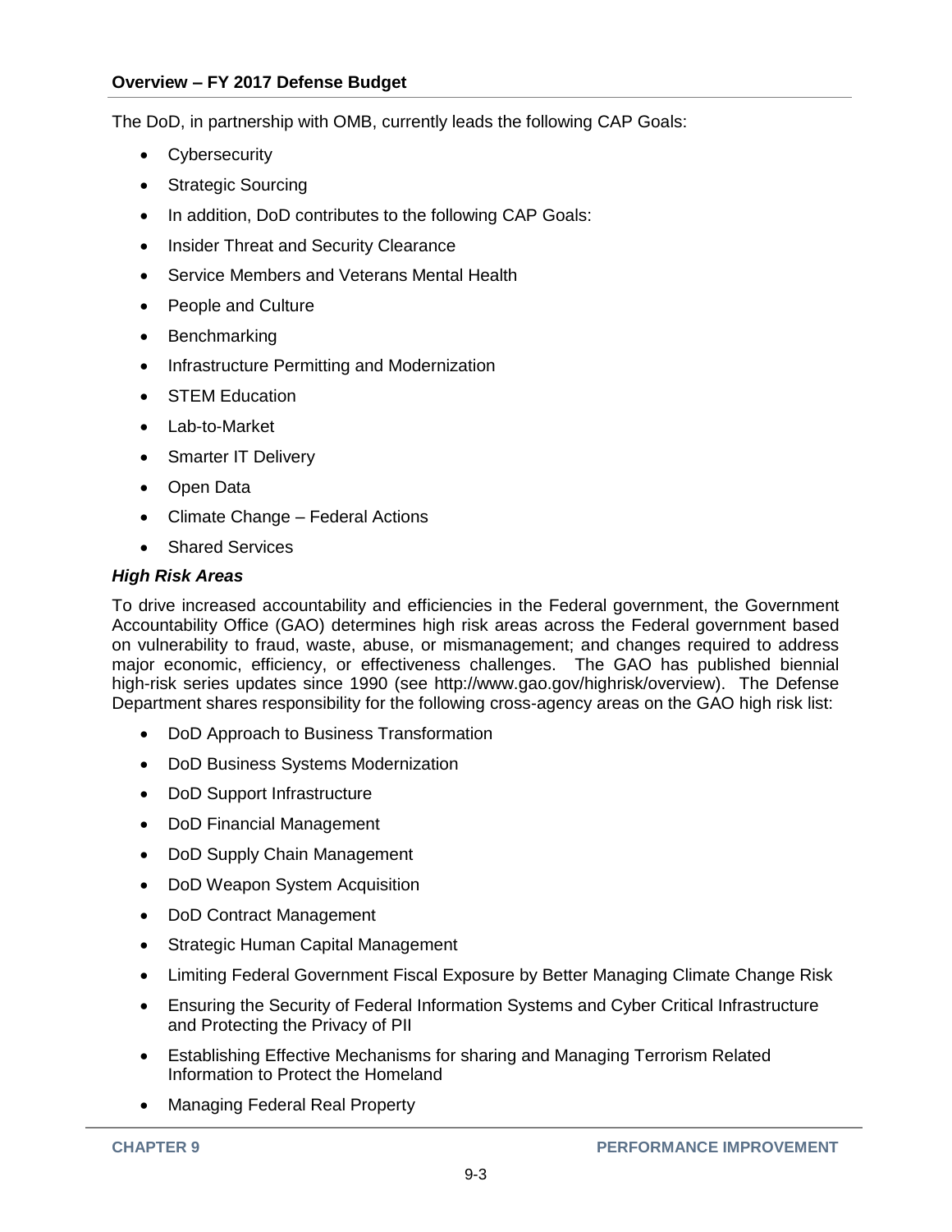The DoD, in partnership with OMB, currently leads the following CAP Goals:

- Cybersecurity
- Strategic Sourcing
- In addition, DoD contributes to the following CAP Goals:
- Insider Threat and Security Clearance
- Service Members and Veterans Mental Health
- People and Culture
- Benchmarking
- Infrastructure Permitting and Modernization
- STEM Education
- Lab-to-Market
- Smarter IT Delivery
- Open Data
- Climate Change – Federal Actions
- Shared Services

***High Risk Areas***

To drive increased accountability and efficiencies in the Federal government, the Government Accountability Office (GAO) determines high risk areas across the Federal government based on vulnerability to fraud, waste, abuse, or mismanagement; and changes required to address major economic, efficiency, or effectiveness challenges. The GAO has published biennial high-risk series updates since 1990 (see http://www.gao.gov/highrisk/overview). The Defense Department shares responsibility for the following cross-agency areas on the GAO high risk list:

- DoD Approach to Business Transformation
- DoD Business Systems Modernization
- DoD Support Infrastructure
- DoD Financial Management
- DoD Supply Chain Management
- DoD Weapon System Acquisition
- DoD Contract Management
- Strategic Human Capital Management
- Limiting Federal Government Fiscal Exposure by Better Managing Climate Change Risk
- Ensuring the Security of Federal Information Systems and Cyber Critical Infrastructure and Protecting the Privacy of PII
- Establishing Effective Mechanisms for sharing and Managing Terrorism Related Information to Protect the Homeland
- Managing Federal Real Property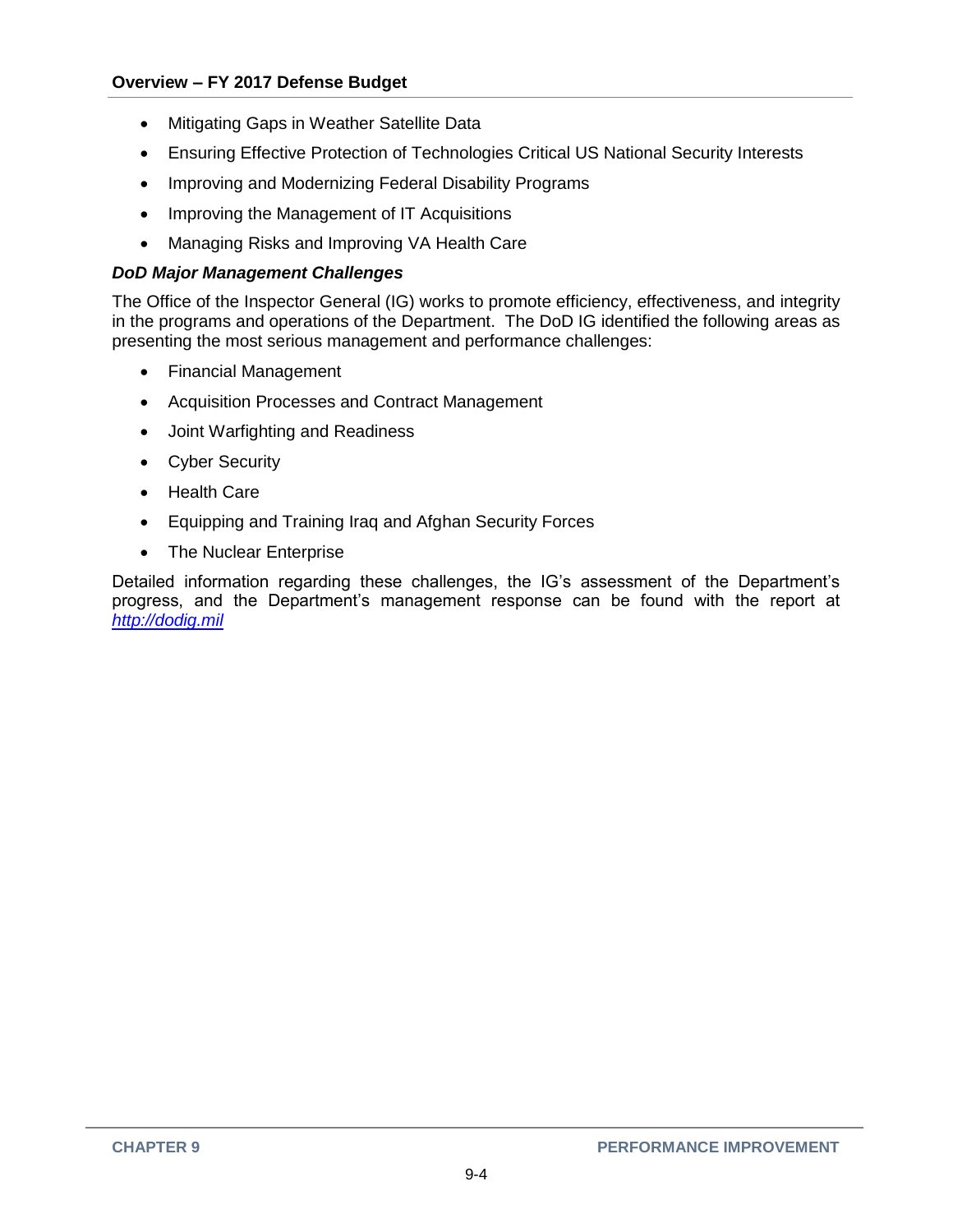- Mitigating Gaps in Weather Satellite Data
- Ensuring Effective Protection of Technologies Critical US National Security Interests
- Improving and Modernizing Federal Disability Programs
- Improving the Management of IT Acquisitions
- Managing Risks and Improving VA Health Care

### *DoD Major Management Challenges*

The Office of the Inspector General (IG) works to promote efficiency, effectiveness, and integrity in the programs and operations of the Department. The DoD IG identified the following areas as presenting the most serious management and performance challenges:

- Financial Management
- Acquisition Processes and Contract Management
- Joint Warfighting and Readiness
- Cyber Security
- Health Care
- Equipping and Training Iraq and Afghan Security Forces
- The Nuclear Enterprise

Detailed information regarding these challenges, the IG's assessment of the Department's progress, and the Department's management response can be found with the report at *http://dodig.mil*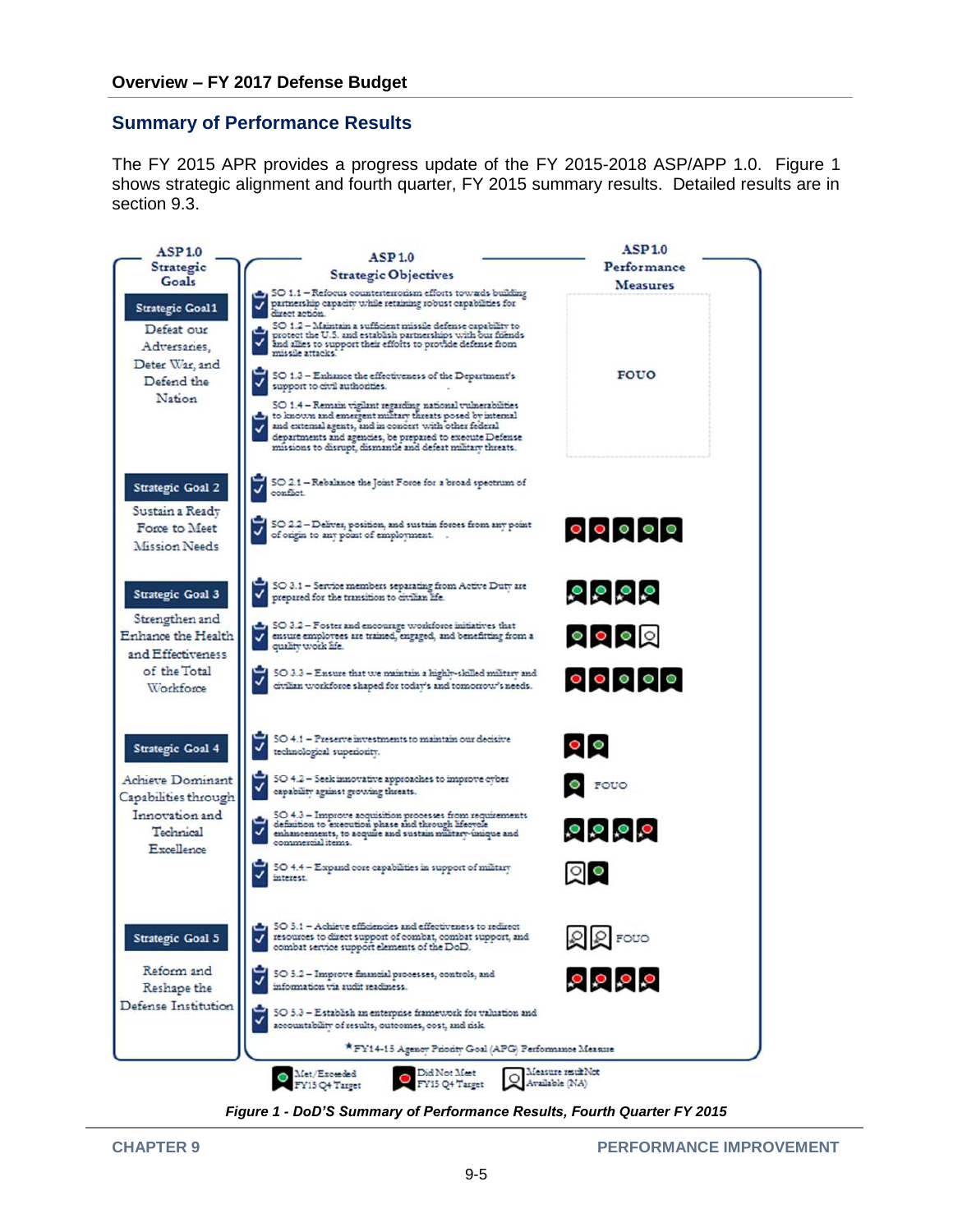## Summary of Performance Results

The FY 2015 APR provides a progress update of the FY 2015-2018 ASP/APP 1.0. Figure 1 shows strategic alignment and fourth quarter, FY 2015 summary results. Detailed results are in section 9.3.

| ASP 1.0 Strategic Goals | ASP 1.0 Strategic Objectives | ASP 1.0 Performance Measures |
|---|---|---|
| **Strategic Goal 1** Defeat our Adversaries, Deter War, and Defend the Nation | SO 1.1 – Refocus counterterrorism efforts towards building partnership capacity while retaining robust capabilities for direct action. | FOUO |
| | SO 1.2 – Maintain a sufficient missile defense capability to protect the U.S. and establish partnerships with our friends and allies to support their efforts to provide defense from missile attacks. | |
| | SO 1.3 – Enhance the effectiveness of the Department's support to civil authorities. | |
| | SO 1.4 – Remain vigilant regarding national vulnerabilities to known and emergent military threats posed by internal and external agents, and in concert with other federal departments and agencies, be prepared to execute Defense missions to disrupt, dismantle and defeat military threats. | |
| **Strategic Goal 2** Sustain a Ready Force to Meet Mission Needs | SO 2.1 – Rebalance the Joint Force for a broad spectrum of conflict. | |
| | SO 2.2 – Deliver, position, and sustain forces from any point of origin to any point of employment. | Did Not Meet, Did Not Meet, Met/Exceeded, Met/Exceeded, Met/Exceeded |
| **Strategic Goal 3** Strengthen and Enhance the Health and Effectiveness of the Total Workforce | SO 3.1 – Service members separating from Active Duty are prepared for the transition to civilian life. | Met/Exceeded*, Met/Exceeded*, Met/Exceeded*, Met/Exceeded* |
| | SO 3.2 – Foster and encourage workforce initiatives that ensure employees are trained, engaged, and benefitting from a quality work life. | Met/Exceeded, Did Not Meet, Met/Exceeded, NA |
| | SO 3.3 – Ensure that we maintain a highly-skilled military and civilian workforce shaped for today's and tomorrow's needs. | Did Not Meet, Did Not Meet, Met/Exceeded, Met/Exceeded, Met/Exceeded |
| **Strategic Goal 4** Achieve Dominant Capabilities through Innovation and Technical Excellence | SO 4.1 – Preserve investments to maintain our decisive technological superiority. | Did Not Meet, Met/Exceeded |
| | SO 4.2 – Seek innovative approaches to improve cyber capability against growing threats. | Met/Exceeded, FOUO |
| | SO 4.3 – Improve acquisition processes from requirements definition to execution phase and through lifecycle enhancements, to acquire and sustain military-unique and commercial items. | Met/Exceeded*, Met/Exceeded*, Met/Exceeded*, Did Not Meet* |
| | SO 4.4 – Expand core capabilities in support of military interest. | NA, Met/Exceeded |
| **Strategic Goal 5** Reform and Reshape the Defense Institution | SO 5.1 – Achieve efficiencies and effectiveness to redirect resources to direct support of combat, combat support, and combat service support elements of the DoD. | NA*, NA*, FOUO |
| | SO 5.2 – Improve financial processes, controls, and information via audit readiness. | Did Not Meet*, Did Not Meet*, Did Not Meet*, Did Not Meet* |
| | SO 5.3 – Establish an enterprise framework for valuation and accountability of results, outcomes, cost, and risk. | |

*FY14-15 Agency Priority Goal (APG) Performance Measure

Legend: Met/Exceeded FY15 Q4 Target; Did Not Meet FY15 Q4 Target; Measure result Not Available (NA)

*Figure 1 - DoD'S Summary of Performance Results, Fourth Quarter FY 2015*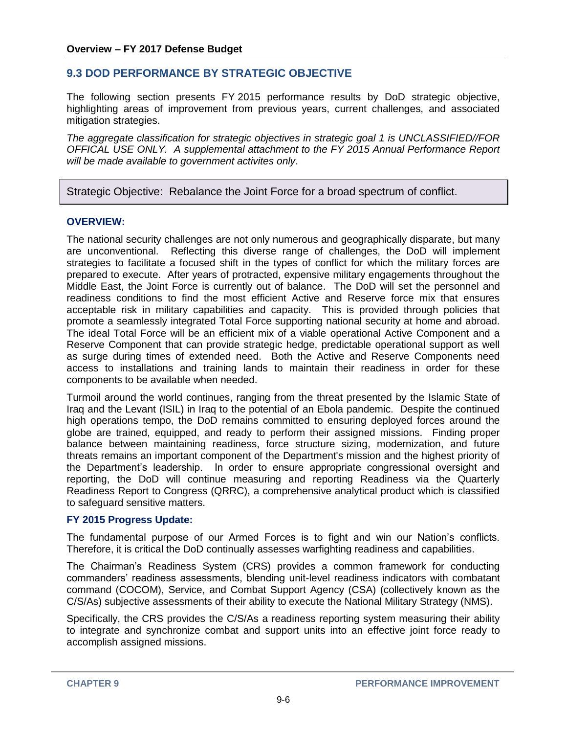## 9.3 DOD PERFORMANCE BY STRATEGIC OBJECTIVE

The following section presents FY 2015 performance results by DoD strategic objective, highlighting areas of improvement from previous years, current challenges, and associated mitigation strategies.

*The aggregate classification for strategic objectives in strategic goal 1 is UNCLASSIFIED//FOR OFFICAL USE ONLY. A supplemental attachment to the FY 2015 Annual Performance Report will be made available to government activites only*.

Strategic Objective: Rebalance the Joint Force for a broad spectrum of conflict.

### OVERVIEW:

The national security challenges are not only numerous and geographically disparate, but many are unconventional. Reflecting this diverse range of challenges, the DoD will implement strategies to facilitate a focused shift in the types of conflict for which the military forces are prepared to execute. After years of protracted, expensive military engagements throughout the Middle East, the Joint Force is currently out of balance. The DoD will set the personnel and readiness conditions to find the most efficient Active and Reserve force mix that ensures acceptable risk in military capabilities and capacity. This is provided through policies that promote a seamlessly integrated Total Force supporting national security at home and abroad. The ideal Total Force will be an efficient mix of a viable operational Active Component and a Reserve Component that can provide strategic hedge, predictable operational support as well as surge during times of extended need. Both the Active and Reserve Components need access to installations and training lands to maintain their readiness in order for these components to be available when needed.

Turmoil around the world continues, ranging from the threat presented by the Islamic State of Iraq and the Levant (ISIL) in Iraq to the potential of an Ebola pandemic. Despite the continued high operations tempo, the DoD remains committed to ensuring deployed forces around the globe are trained, equipped, and ready to perform their assigned missions. Finding proper balance between maintaining readiness, force structure sizing, modernization, and future threats remains an important component of the Department's mission and the highest priority of the Department's leadership. In order to ensure appropriate congressional oversight and reporting, the DoD will continue measuring and reporting Readiness via the Quarterly Readiness Report to Congress (QRRC), a comprehensive analytical product which is classified to safeguard sensitive matters.

### FY 2015 Progress Update:

The fundamental purpose of our Armed Forces is to fight and win our Nation's conflicts. Therefore, it is critical the DoD continually assesses warfighting readiness and capabilities.

The Chairman's Readiness System (CRS) provides a common framework for conducting commanders' readiness assessments, blending unit-level readiness indicators with combatant command (COCOM), Service, and Combat Support Agency (CSA) (collectively known as the C/S/As) subjective assessments of their ability to execute the National Military Strategy (NMS).

Specifically, the CRS provides the C/S/As a readiness reporting system measuring their ability to integrate and synchronize combat and support units into an effective joint force ready to accomplish assigned missions.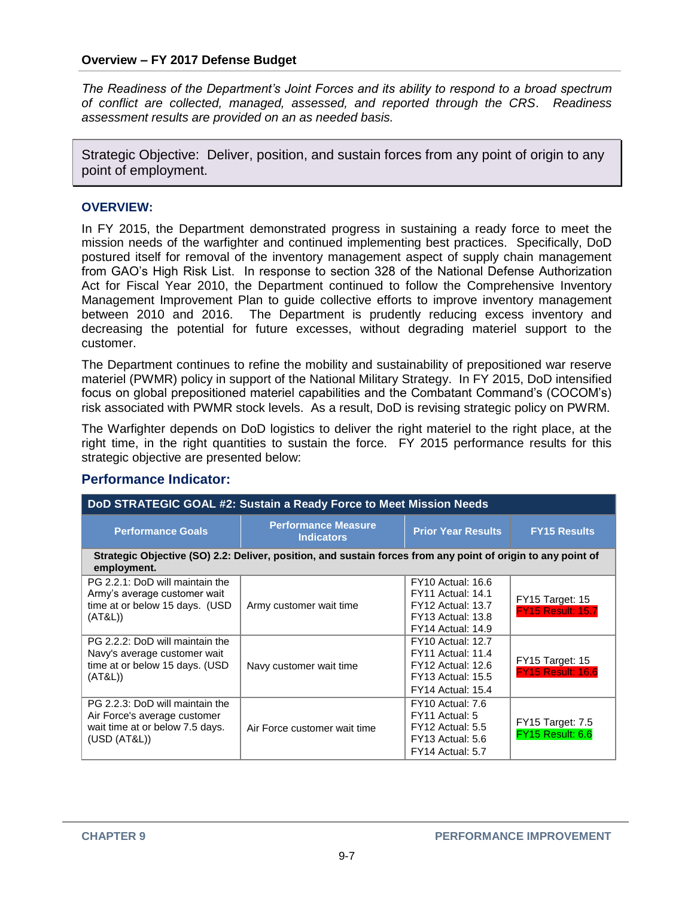*The Readiness of the Department's Joint Forces and its ability to respond to a broad spectrum of conflict are collected, managed, assessed, and reported through the CRS. Readiness assessment results are provided on an as needed basis.*

Strategic Objective: Deliver, position, and sustain forces from any point of origin to any point of employment.

### OVERVIEW:

In FY 2015, the Department demonstrated progress in sustaining a ready force to meet the mission needs of the warfighter and continued implementing best practices. Specifically, DoD postured itself for removal of the inventory management aspect of supply chain management from GAO's High Risk List. In response to section 328 of the National Defense Authorization Act for Fiscal Year 2010, the Department continued to follow the Comprehensive Inventory Management Improvement Plan to guide collective efforts to improve inventory management between 2010 and 2016. The Department is prudently reducing excess inventory and decreasing the potential for future excesses, without degrading materiel support to the customer.

The Department continues to refine the mobility and sustainability of prepositioned war reserve materiel (PWMR) policy in support of the National Military Strategy. In FY 2015, DoD intensified focus on global prepositioned materiel capabilities and the Combatant Command's (COCOM's) risk associated with PWMR stock levels. As a result, DoD is revising strategic policy on PWRM.

The Warfighter depends on DoD logistics to deliver the right materiel to the right place, at the right time, in the right quantities to sustain the force. FY 2015 performance results for this strategic objective are presented below:

## Performance Indicator:

| DoD STRATEGIC GOAL #2: Sustain a Ready Force to Meet Mission Needs | | | |
|---|---|---|---|
| **Performance Goals** | **Performance Measure Indicators** | **Prior Year Results** | **FY15 Results** |
| **Strategic Objective (SO) 2.2: Deliver, position, and sustain forces from any point of origin to any point of employment.** | | | |
| PG 2.2.1: DoD will maintain the Army's average customer wait time at or below 15 days. (USD (AT&L)) | Army customer wait time | FY10 Actual: 16.6<br>FY11 Actual: 14.1<br>FY12 Actual: 13.7<br>FY13 Actual: 13.8<br>FY14 Actual: 14.9 | FY15 Target: 15<br>FY15 Result: 15.7 |
| PG 2.2.2: DoD will maintain the Navy's average customer wait time at or below 15 days. (USD (AT&L)) | Navy customer wait time | FY10 Actual: 12.7<br>FY11 Actual: 11.4<br>FY12 Actual: 12.6<br>FY13 Actual: 15.5<br>FY14 Actual: 15.4 | FY15 Target: 15<br>FY15 Result: 16.6 |
| PG 2.2.3: DoD will maintain the Air Force's average customer wait time at or below 7.5 days. (USD (AT&L)) | Air Force customer wait time | FY10 Actual: 7.6<br>FY11 Actual: 5<br>FY12 Actual: 5.5<br>FY13 Actual: 5.6<br>FY14 Actual: 5.7 | FY15 Target: 7.5<br>FY15 Result: 6.6 |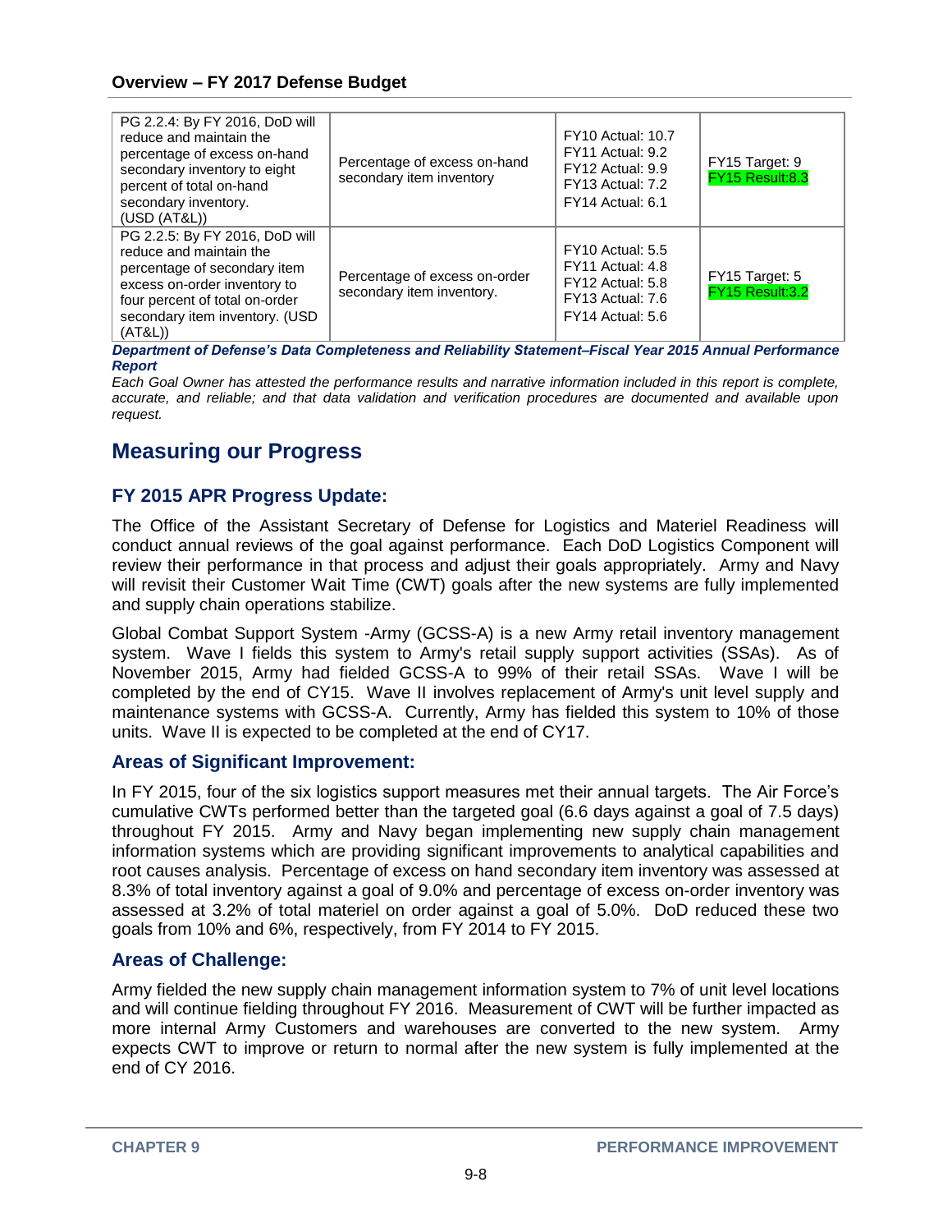| PG 2.2.4: By FY 2016, DoD will reduce and maintain the percentage of excess on-hand secondary inventory to eight percent of total on-hand secondary inventory. (USD (AT&L)) | Percentage of excess on-hand secondary item inventory | FY10 Actual: 10.7<br>FY11 Actual: 9.2<br>FY12 Actual: 9.9<br>FY13 Actual: 7.2<br>FY14 Actual: 6.1 | FY15 Target: 9<br>FY15 Result:8.3 |
|---|---|---|---|
| PG 2.2.5: By FY 2016, DoD will reduce and maintain the percentage of secondary item excess on-order inventory to four percent of total on-order secondary item inventory. (USD (AT&L)) | Percentage of excess on-order secondary item inventory. | FY10 Actual: 5.5<br>FY11 Actual: 4.8<br>FY12 Actual: 5.8<br>FY13 Actual: 7.6<br>FY14 Actual: 5.6 | FY15 Target: 5<br>FY15 Result:3.2 |

***Department of Defense's Data Completeness and Reliability Statement–Fiscal Year 2015 Annual Performance Report***

*Each Goal Owner has attested the performance results and narrative information included in this report is complete, accurate, and reliable; and that data validation and verification procedures are documented and available upon request.*

## Measuring our Progress

### FY 2015 APR Progress Update:

The Office of the Assistant Secretary of Defense for Logistics and Materiel Readiness will conduct annual reviews of the goal against performance. Each DoD Logistics Component will review their performance in that process and adjust their goals appropriately. Army and Navy will revisit their Customer Wait Time (CWT) goals after the new systems are fully implemented and supply chain operations stabilize.

Global Combat Support System -Army (GCSS-A) is a new Army retail inventory management system. Wave I fields this system to Army's retail supply support activities (SSAs). As of November 2015, Army had fielded GCSS-A to 99% of their retail SSAs. Wave I will be completed by the end of CY15. Wave II involves replacement of Army's unit level supply and maintenance systems with GCSS-A. Currently, Army has fielded this system to 10% of those units. Wave II is expected to be completed at the end of CY17.

### Areas of Significant Improvement:

In FY 2015, four of the six logistics support measures met their annual targets. The Air Force's cumulative CWTs performed better than the targeted goal (6.6 days against a goal of 7.5 days) throughout FY 2015. Army and Navy began implementing new supply chain management information systems which are providing significant improvements to analytical capabilities and root causes analysis. Percentage of excess on hand secondary item inventory was assessed at 8.3% of total inventory against a goal of 9.0% and percentage of excess on-order inventory was assessed at 3.2% of total materiel on order against a goal of 5.0%. DoD reduced these two goals from 10% and 6%, respectively, from FY 2014 to FY 2015.

### Areas of Challenge:

Army fielded the new supply chain management information system to 7% of unit level locations and will continue fielding throughout FY 2016. Measurement of CWT will be further impacted as more internal Army Customers and warehouses are converted to the new system. Army expects CWT to improve or return to normal after the new system is fully implemented at the end of CY 2016.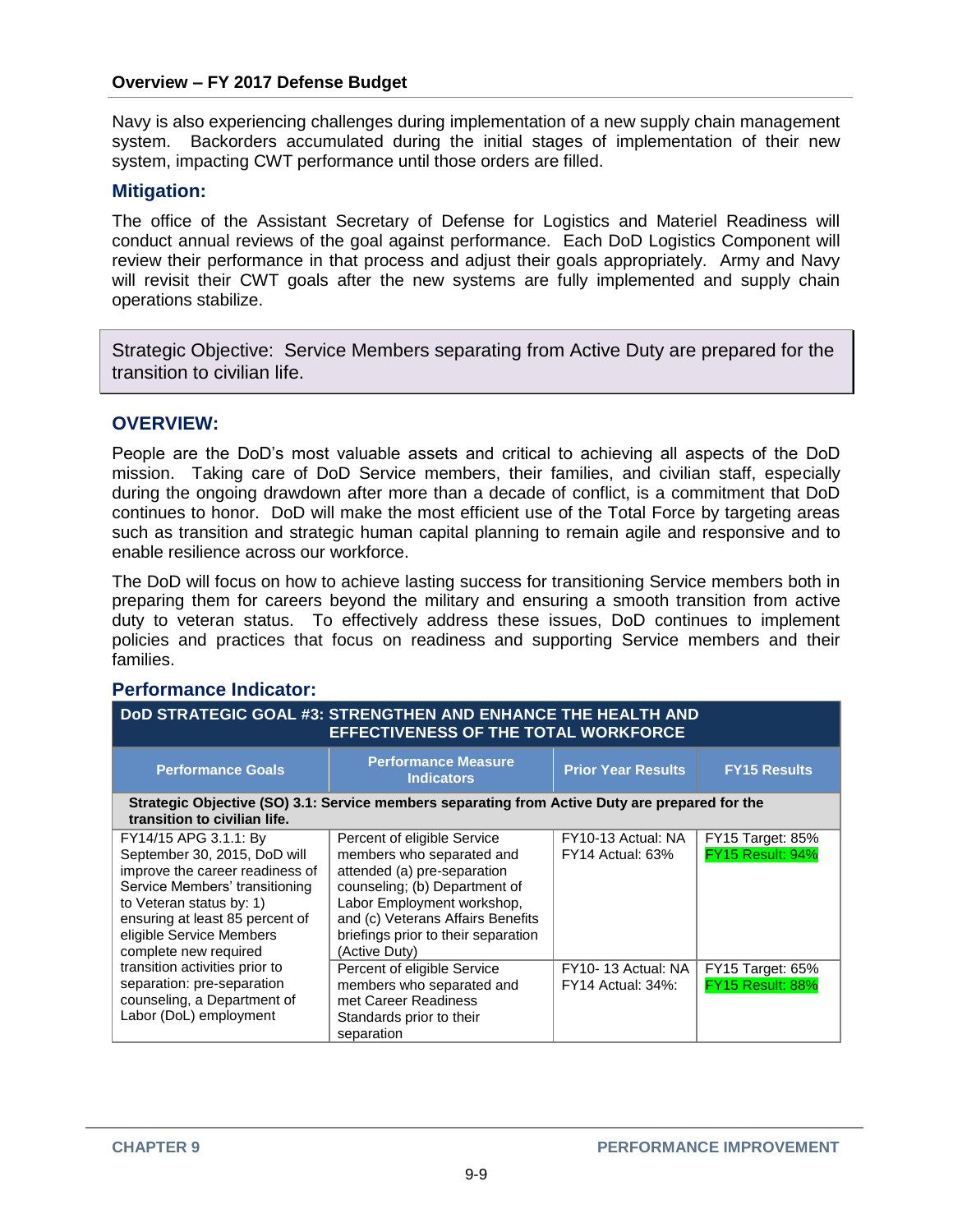Navy is also experiencing challenges during implementation of a new supply chain management system. Backorders accumulated during the initial stages of implementation of their new system, impacting CWT performance until those orders are filled.

## Mitigation:

The office of the Assistant Secretary of Defense for Logistics and Materiel Readiness will conduct annual reviews of the goal against performance. Each DoD Logistics Component will review their performance in that process and adjust their goals appropriately. Army and Navy will revisit their CWT goals after the new systems are fully implemented and supply chain operations stabilize.

Strategic Objective: Service Members separating from Active Duty are prepared for the transition to civilian life.

## OVERVIEW:

People are the DoD's most valuable assets and critical to achieving all aspects of the DoD mission. Taking care of DoD Service members, their families, and civilian staff, especially during the ongoing drawdown after more than a decade of conflict, is a commitment that DoD continues to honor. DoD will make the most efficient use of the Total Force by targeting areas such as transition and strategic human capital planning to remain agile and responsive and to enable resilience across our workforce.

The DoD will focus on how to achieve lasting success for transitioning Service members both in preparing them for careers beyond the military and ensuring a smooth transition from active duty to veteran status. To effectively address these issues, DoD continues to implement policies and practices that focus on readiness and supporting Service members and their families.

## Performance Indicator:

| DoD STRATEGIC GOAL #3: STRENGTHEN AND ENHANCE THE HEALTH AND EFFECTIVENESS OF THE TOTAL WORKFORCE | | | |
|---|---|---|---|
| **Performance Goals** | **Performance Measure Indicators** | **Prior Year Results** | **FY15 Results** |
| **Strategic Objective (SO) 3.1: Service members separating from Active Duty are prepared for the transition to civilian life.** | | | |
| FY14/15 APG 3.1.1: By September 30, 2015, DoD will improve the career readiness of Service Members' transitioning to Veteran status by: 1) ensuring at least 85 percent of eligible Service Members complete new required transition activities prior to separation: pre-separation counseling, a Department of Labor (DoL) employment | Percent of eligible Service members who separated and attended (a) pre-separation counseling; (b) Department of Labor Employment workshop, and (c) Veterans Affairs Benefits briefings prior to their separation (Active Duty) | FY10-13 Actual: NA<br>FY14 Actual: 63% | FY15 Target: 85%<br>FY15 Result: 94% |
| | Percent of eligible Service members who separated and met Career Readiness Standards prior to their separation | FY10- 13 Actual: NA<br>FY14 Actual: 34%: | FY15 Target: 65%<br>FY15 Result: 88% |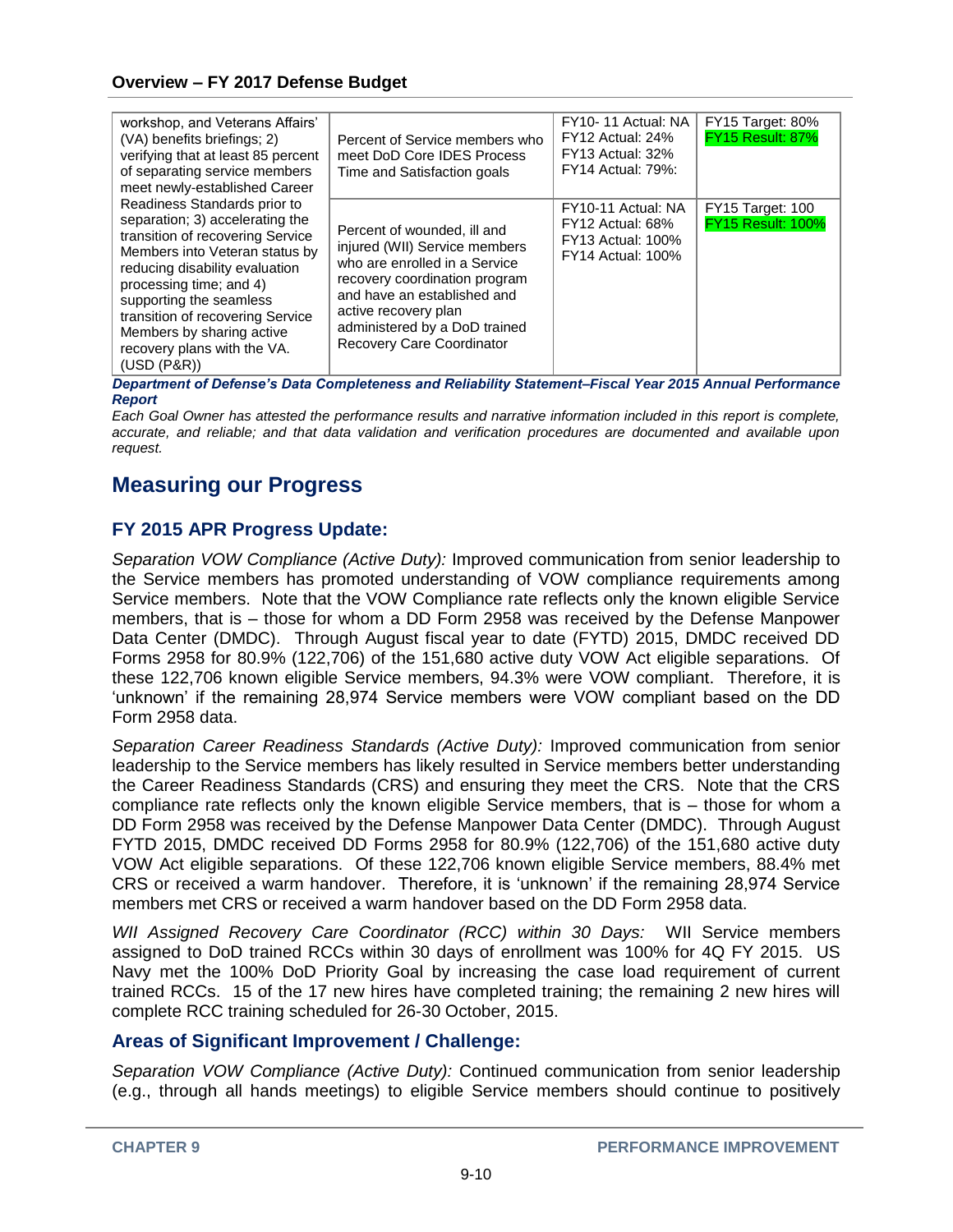| | | | |
|---|---|---|---|
| workshop, and Veterans Affairs' (VA) benefits briefings; 2) verifying that at least 85 percent of separating service members meet newly-established Career Readiness Standards prior to separation; 3) accelerating the transition of recovering Service Members into Veteran status by reducing disability evaluation processing time; and 4) supporting the seamless transition of recovering Service Members by sharing active recovery plans with the VA. (USD (P&R)) | Percent of Service members who meet DoD Core IDES Process Time and Satisfaction goals | FY10- 11 Actual: NA<br>FY12 Actual: 24%<br>FY13 Actual: 32%<br>FY14 Actual: 79%: | FY15 Target: 80%<br>FY15 Result: 87% |
| | Percent of wounded, ill and injured (WII) Service members who are enrolled in a Service recovery coordination program and have an established and active recovery plan administered by a DoD trained Recovery Care Coordinator | FY10-11 Actual: NA<br>FY12 Actual: 68%<br>FY13 Actual: 100%<br>FY14 Actual: 100% | FY15 Target: 100<br>FY15 Result: 100% |

***Department of Defense's Data Completeness and Reliability Statement–Fiscal Year 2015 Annual Performance Report***

*Each Goal Owner has attested the performance results and narrative information included in this report is complete, accurate, and reliable; and that data validation and verification procedures are documented and available upon request.*

## Measuring our Progress

### FY 2015 APR Progress Update:

*Separation VOW Compliance (Active Duty):* Improved communication from senior leadership to the Service members has promoted understanding of VOW compliance requirements among Service members. Note that the VOW Compliance rate reflects only the known eligible Service members, that is – those for whom a DD Form 2958 was received by the Defense Manpower Data Center (DMDC). Through August fiscal year to date (FYTD) 2015, DMDC received DD Forms 2958 for 80.9% (122,706) of the 151,680 active duty VOW Act eligible separations. Of these 122,706 known eligible Service members, 94.3% were VOW compliant. Therefore, it is 'unknown' if the remaining 28,974 Service members were VOW compliant based on the DD Form 2958 data.

*Separation Career Readiness Standards (Active Duty):* Improved communication from senior leadership to the Service members has likely resulted in Service members better understanding the Career Readiness Standards (CRS) and ensuring they meet the CRS. Note that the CRS compliance rate reflects only the known eligible Service members, that is – those for whom a DD Form 2958 was received by the Defense Manpower Data Center (DMDC). Through August FYTD 2015, DMDC received DD Forms 2958 for 80.9% (122,706) of the 151,680 active duty VOW Act eligible separations. Of these 122,706 known eligible Service members, 88.4% met CRS or received a warm handover. Therefore, it is 'unknown' if the remaining 28,974 Service members met CRS or received a warm handover based on the DD Form 2958 data.

*WII Assigned Recovery Care Coordinator (RCC) within 30 Days:* WII Service members assigned to DoD trained RCCs within 30 days of enrollment was 100% for 4Q FY 2015. US Navy met the 100% DoD Priority Goal by increasing the case load requirement of current trained RCCs. 15 of the 17 new hires have completed training; the remaining 2 new hires will complete RCC training scheduled for 26-30 October, 2015.

### Areas of Significant Improvement / Challenge:

*Separation VOW Compliance (Active Duty):* Continued communication from senior leadership (e.g., through all hands meetings) to eligible Service members should continue to positively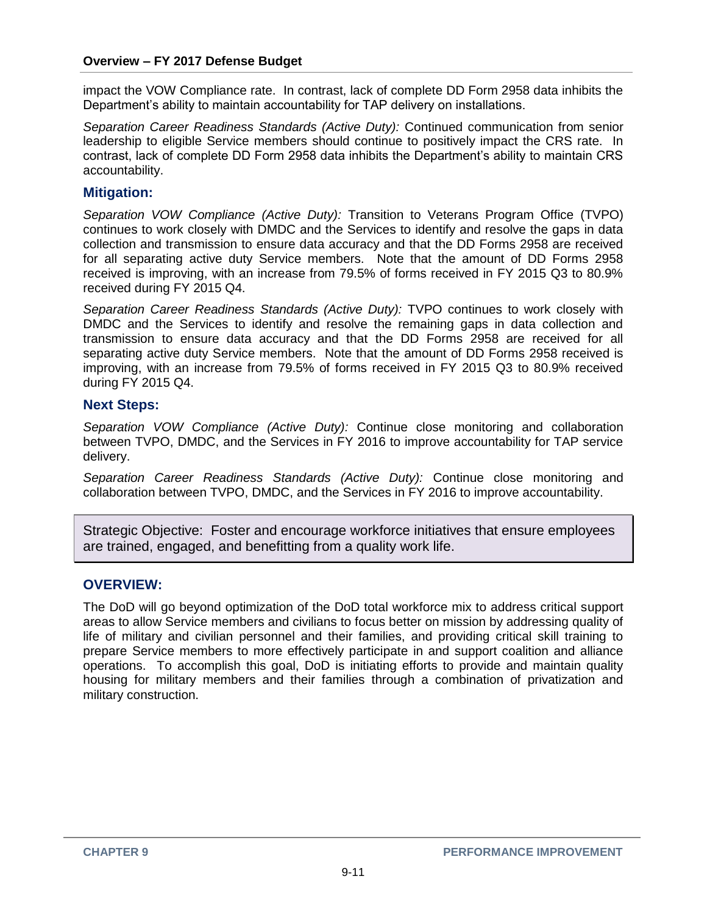impact the VOW Compliance rate. In contrast, lack of complete DD Form 2958 data inhibits the Department's ability to maintain accountability for TAP delivery on installations.

*Separation Career Readiness Standards (Active Duty):* Continued communication from senior leadership to eligible Service members should continue to positively impact the CRS rate. In contrast, lack of complete DD Form 2958 data inhibits the Department's ability to maintain CRS accountability.

### Mitigation:

*Separation VOW Compliance (Active Duty):* Transition to Veterans Program Office (TVPO) continues to work closely with DMDC and the Services to identify and resolve the gaps in data collection and transmission to ensure data accuracy and that the DD Forms 2958 are received for all separating active duty Service members. Note that the amount of DD Forms 2958 received is improving, with an increase from 79.5% of forms received in FY 2015 Q3 to 80.9% received during FY 2015 Q4.

*Separation Career Readiness Standards (Active Duty):* TVPO continues to work closely with DMDC and the Services to identify and resolve the remaining gaps in data collection and transmission to ensure data accuracy and that the DD Forms 2958 are received for all separating active duty Service members. Note that the amount of DD Forms 2958 received is improving, with an increase from 79.5% of forms received in FY 2015 Q3 to 80.9% received during FY 2015 Q4.

### Next Steps:

*Separation VOW Compliance (Active Duty):* Continue close monitoring and collaboration between TVPO, DMDC, and the Services in FY 2016 to improve accountability for TAP service delivery.

*Separation Career Readiness Standards (Active Duty):* Continue close monitoring and collaboration between TVPO, DMDC, and the Services in FY 2016 to improve accountability.

> Strategic Objective: Foster and encourage workforce initiatives that ensure employees are trained, engaged, and benefitting from a quality work life.

### OVERVIEW:

The DoD will go beyond optimization of the DoD total workforce mix to address critical support areas to allow Service members and civilians to focus better on mission by addressing quality of life of military and civilian personnel and their families, and providing critical skill training to prepare Service members to more effectively participate in and support coalition and alliance operations. To accomplish this goal, DoD is initiating efforts to provide and maintain quality housing for military members and their families through a combination of privatization and military construction.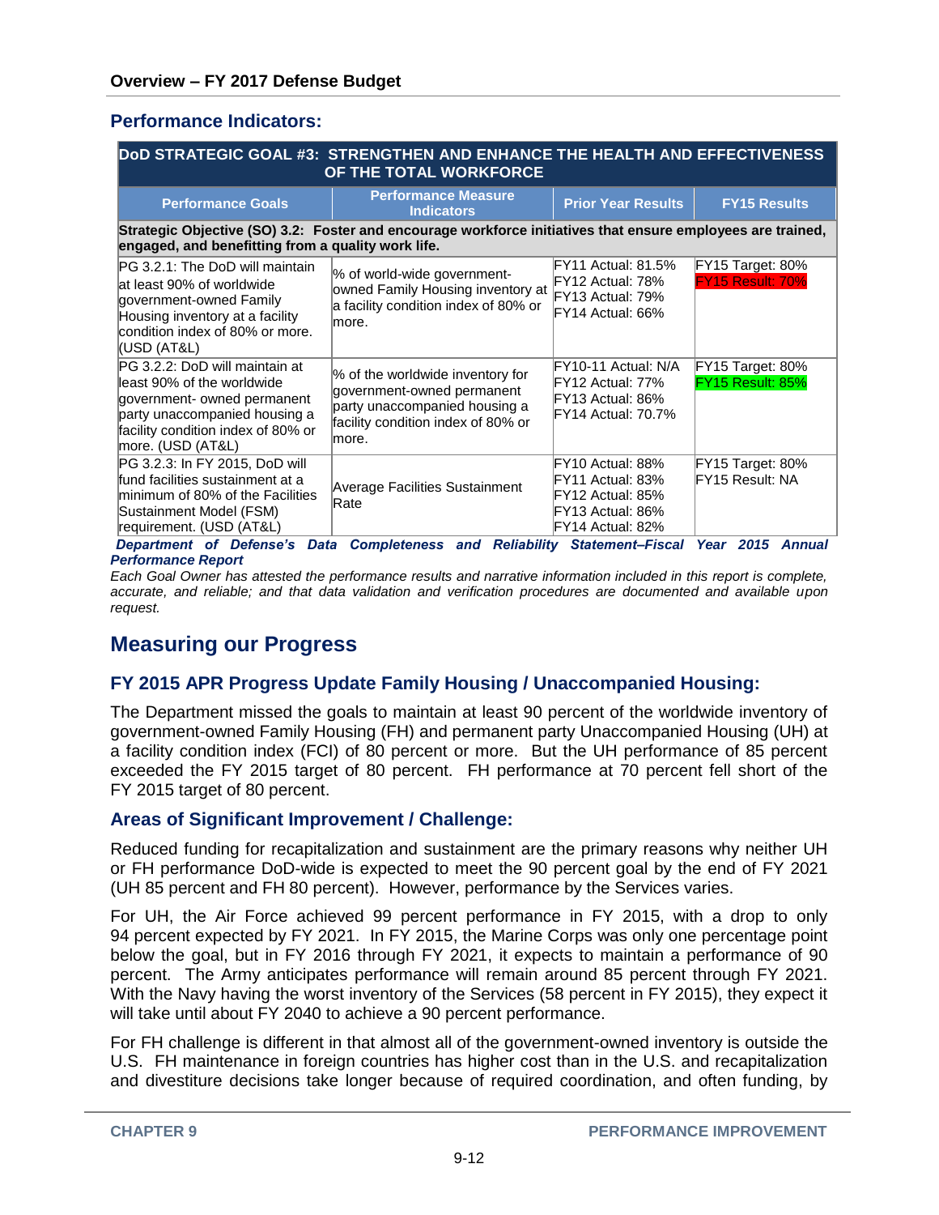## Performance Indicators:

| DoD STRATEGIC GOAL #3: STRENGTHEN AND ENHANCE THE HEALTH AND EFFECTIVENESS OF THE TOTAL WORKFORCE | | | |
|---|---|---|---|
| **Performance Goals** | **Performance Measure Indicators** | **Prior Year Results** | **FY15 Results** |
| **Strategic Objective (SO) 3.2: Foster and encourage workforce initiatives that ensure employees are trained, engaged, and benefitting from a quality work life.** | | | |
| PG 3.2.1: The DoD will maintain at least 90% of worldwide government-owned Family Housing inventory at a facility condition index of 80% or more. (USD (AT&L) | % of world-wide government-owned Family Housing inventory at a facility condition index of 80% or more. | FY11 Actual: 81.5%<br>FY12 Actual: 78%<br>FY13 Actual: 79%<br>FY14 Actual: 66% | FY15 Target: 80%<br>FY15 Result: 70% |
| PG 3.2.2: DoD will maintain at least 90% of the worldwide government- owned permanent party unaccompanied housing a facility condition index of 80% or more. (USD (AT&L) | % of the worldwide inventory for government-owned permanent party unaccompanied housing a facility condition index of 80% or more. | FY10-11 Actual: N/A<br>FY12 Actual: 77%<br>FY13 Actual: 86%<br>FY14 Actual: 70.7% | FY15 Target: 80%<br>FY15 Result: 85% |
| PG 3.2.3: In FY 2015, DoD will fund facilities sustainment at a minimum of 80% of the Facilities Sustainment Model (FSM) requirement. (USD (AT&L) | Average Facilities Sustainment Rate | FY10 Actual: 88%<br>FY11 Actual: 83%<br>FY12 Actual: 85%<br>FY13 Actual: 86%<br>FY14 Actual: 82% | FY15 Target: 80%<br>FY15 Result: NA |

***Department of Defense's Data Completeness and Reliability Statement–Fiscal Year 2015 Annual Performance Report***

*Each Goal Owner has attested the performance results and narrative information included in this report is complete, accurate, and reliable; and that data validation and verification procedures are documented and available upon request.*

# Measuring our Progress

### FY 2015 APR Progress Update Family Housing / Unaccompanied Housing:

The Department missed the goals to maintain at least 90 percent of the worldwide inventory of government-owned Family Housing (FH) and permanent party Unaccompanied Housing (UH) at a facility condition index (FCI) of 80 percent or more. But the UH performance of 85 percent exceeded the FY 2015 target of 80 percent. FH performance at 70 percent fell short of the FY 2015 target of 80 percent.

### Areas of Significant Improvement / Challenge:

Reduced funding for recapitalization and sustainment are the primary reasons why neither UH or FH performance DoD-wide is expected to meet the 90 percent goal by the end of FY 2021 (UH 85 percent and FH 80 percent). However, performance by the Services varies.

For UH, the Air Force achieved 99 percent performance in FY 2015, with a drop to only 94 percent expected by FY 2021. In FY 2015, the Marine Corps was only one percentage point below the goal, but in FY 2016 through FY 2021, it expects to maintain a performance of 90 percent. The Army anticipates performance will remain around 85 percent through FY 2021. With the Navy having the worst inventory of the Services (58 percent in FY 2015), they expect it will take until about FY 2040 to achieve a 90 percent performance.

For FH challenge is different in that almost all of the government-owned inventory is outside the U.S. FH maintenance in foreign countries has higher cost than in the U.S. and recapitalization and divestiture decisions take longer because of required coordination, and often funding, by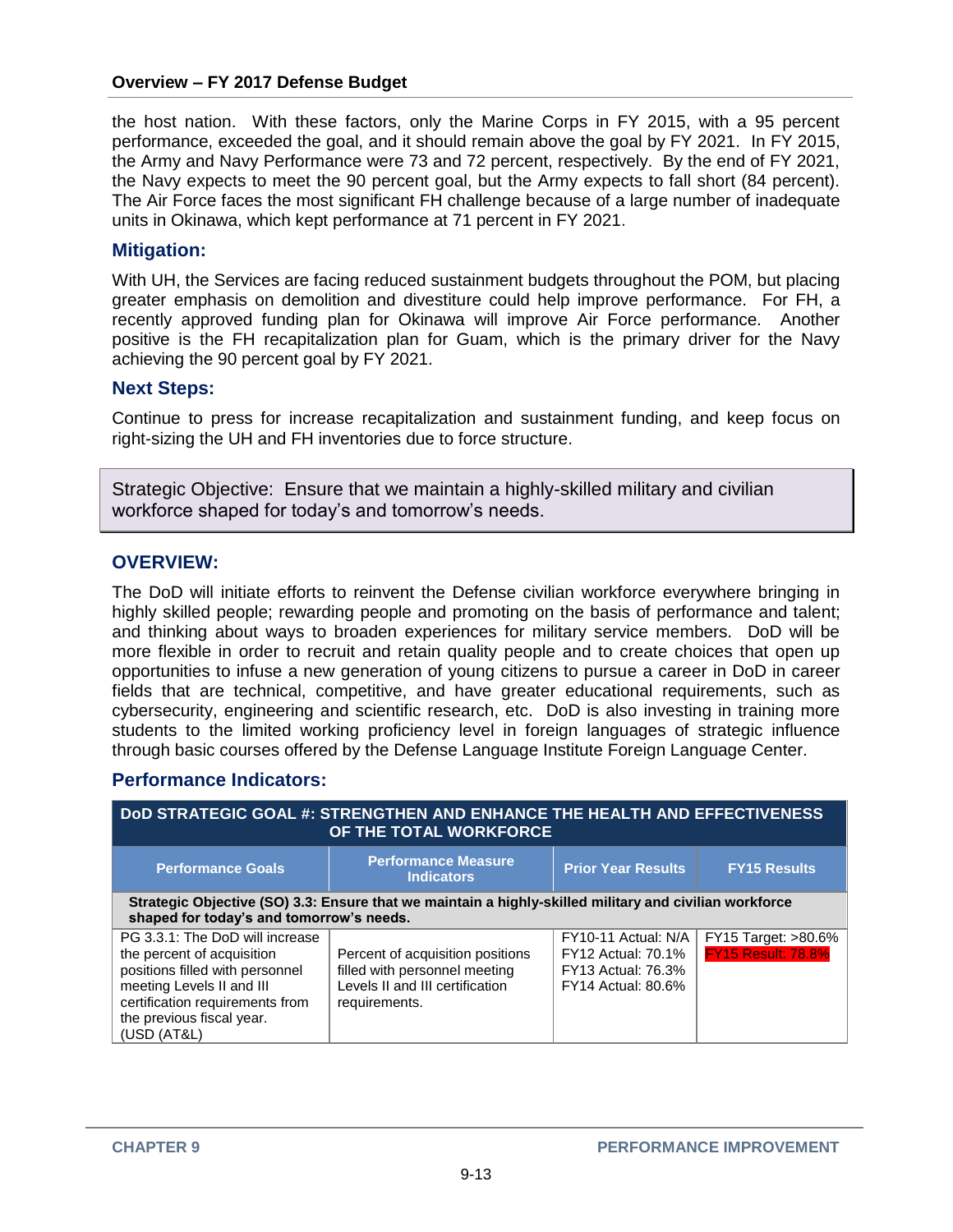the host nation. With these factors, only the Marine Corps in FY 2015, with a 95 percent performance, exceeded the goal, and it should remain above the goal by FY 2021. In FY 2015, the Army and Navy Performance were 73 and 72 percent, respectively. By the end of FY 2021, the Navy expects to meet the 90 percent goal, but the Army expects to fall short (84 percent). The Air Force faces the most significant FH challenge because of a large number of inadequate units in Okinawa, which kept performance at 71 percent in FY 2021.

### Mitigation:

With UH, the Services are facing reduced sustainment budgets throughout the POM, but placing greater emphasis on demolition and divestiture could help improve performance. For FH, a recently approved funding plan for Okinawa will improve Air Force performance. Another positive is the FH recapitalization plan for Guam, which is the primary driver for the Navy achieving the 90 percent goal by FY 2021.

### Next Steps:

Continue to press for increase recapitalization and sustainment funding, and keep focus on right-sizing the UH and FH inventories due to force structure.

Strategic Objective: Ensure that we maintain a highly-skilled military and civilian workforce shaped for today's and tomorrow's needs.

### OVERVIEW:

The DoD will initiate efforts to reinvent the Defense civilian workforce everywhere bringing in highly skilled people; rewarding people and promoting on the basis of performance and talent; and thinking about ways to broaden experiences for military service members. DoD will be more flexible in order to recruit and retain quality people and to create choices that open up opportunities to infuse a new generation of young citizens to pursue a career in DoD in career fields that are technical, competitive, and have greater educational requirements, such as cybersecurity, engineering and scientific research, etc. DoD is also investing in training more students to the limited working proficiency level in foreign languages of strategic influence through basic courses offered by the Defense Language Institute Foreign Language Center.

### Performance Indicators:

| **DoD STRATEGIC GOAL #: STRENGTHEN AND ENHANCE THE HEALTH AND EFFECTIVENESS OF THE TOTAL WORKFORCE** | | | |
|---|---|---|---|
| **Performance Goals** | **Performance Measure Indicators** | **Prior Year Results** | **FY15 Results** |
| **Strategic Objective (SO) 3.3: Ensure that we maintain a highly-skilled military and civilian workforce shaped for today's and tomorrow's needs.** | | | |
| PG 3.3.1: The DoD will increase the percent of acquisition positions filled with personnel meeting Levels II and III certification requirements from the previous fiscal year. (USD (AT&L) | Percent of acquisition positions filled with personnel meeting Levels II and III certification requirements. | FY10-11 Actual: N/A<br>FY12 Actual: 70.1%<br>FY13 Actual: 76.3%<br>FY14 Actual: 80.6% | FY15 Target: >80.6%<br>FY15 Result: 78.8% |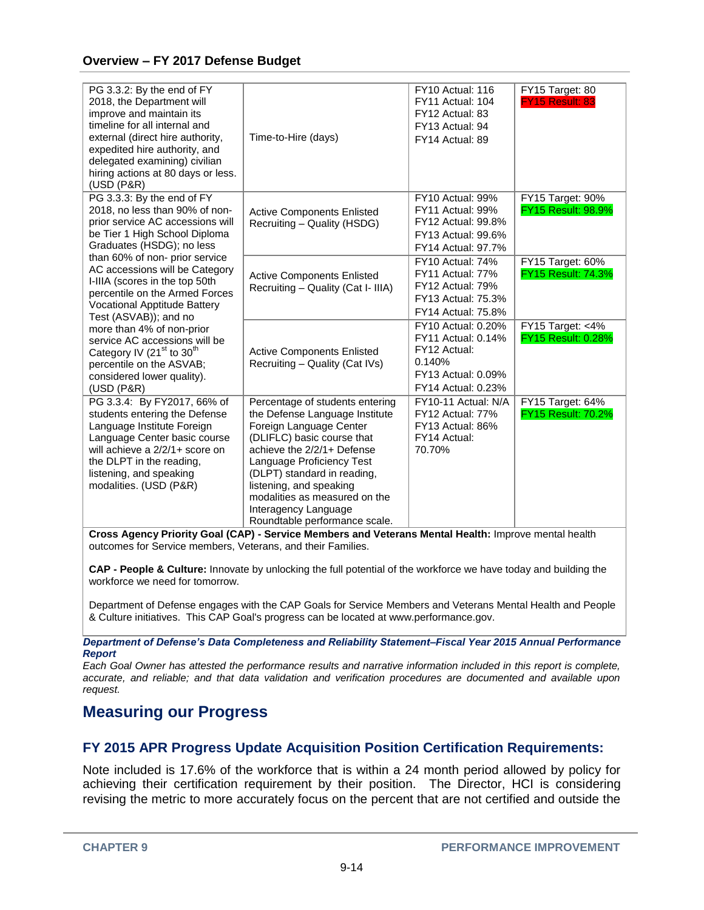| | | | |
|---|---|---|---|
| PG 3.3.2: By the end of FY 2018, the Department will improve and maintain its timeline for all internal and external (direct hire authority, expedited hire authority, and delegated examining) civilian hiring actions at 80 days or less. (USD (P&R) | Time-to-Hire (days) | FY10 Actual: 116<br>FY11 Actual: 104<br>FY12 Actual: 83<br>FY13 Actual: 94<br>FY14 Actual: 89 | FY15 Target: 80<br>FY15 Result: 83 |
| PG 3.3.3: By the end of FY 2018, no less than 90% of non-prior service AC accessions will be Tier 1 High School Diploma Graduates (HSDG); no less than 60% of non- prior service AC accessions will be Category I-IIIA (scores in the top 50th percentile on the Armed Forces Vocational Apptitude Battery Test (ASVAB)); and no more than 4% of non-prior service AC accessions will be Category IV (21st to 30th percentile on the ASVAB; considered lower quality). (USD (P&R) | Active Components Enlisted Recruiting – Quality (HSDG) | FY10 Actual: 99%<br>FY11 Actual: 99%<br>FY12 Actual: 99.8%<br>FY13 Actual: 99.6%<br>FY14 Actual: 97.7% | FY15 Target: 90%<br>FY15 Result: 98.9% |
| | Active Components Enlisted Recruiting – Quality (Cat I- IIIA) | FY10 Actual: 74%<br>FY11 Actual: 77%<br>FY12 Actual: 79%<br>FY13 Actual: 75.3%<br>FY14 Actual: 75.8% | FY15 Target: 60%<br>FY15 Result: 74.3% |
| | Active Components Enlisted Recruiting – Quality (Cat IVs) | FY10 Actual: 0.20%<br>FY11 Actual: 0.14%<br>FY12 Actual: 0.140%<br>FY13 Actual: 0.09%<br>FY14 Actual: 0.23% | FY15 Target: <4%<br>FY15 Result: 0.28% |
| PG 3.3.4: By FY2017, 66% of students entering the Defense Language Institute Foreign Language Center basic course will achieve a 2/2/1+ score on the DLPT in the reading, listening, and speaking modalities. (USD (P&R) | Percentage of students entering the Defense Language Institute Foreign Language Center (DLIFLC) basic course that achieve the 2/2/1+ Defense Language Proficiency Test (DLPT) standard in reading, listening, and speaking modalities as measured on the Interagency Language Roundtable performance scale. | FY10-11 Actual: N/A<br>FY12 Actual: 77%<br>FY13 Actual: 86%<br>FY14 Actual: 70.70% | FY15 Target: 64%<br>FY15 Result: 70.2% |

**Cross Agency Priority Goal (CAP) - Service Members and Veterans Mental Health:** Improve mental health outcomes for Service members, Veterans, and their Families.

**CAP - People & Culture:** Innovate by unlocking the full potential of the workforce we have today and building the workforce we need for tomorrow.

Department of Defense engages with the CAP Goals for Service Members and Veterans Mental Health and People & Culture initiatives. This CAP Goal's progress can be located at www.performance.gov.

***Department of Defense's Data Completeness and Reliability Statement–Fiscal Year 2015 Annual Performance Report***

*Each Goal Owner has attested the performance results and narrative information included in this report is complete, accurate, and reliable; and that data validation and verification procedures are documented and available upon request.*

## Measuring our Progress

### FY 2015 APR Progress Update Acquisition Position Certification Requirements:

Note included is 17.6% of the workforce that is within a 24 month period allowed by policy for achieving their certification requirement by their position. The Director, HCI is considering revising the metric to more accurately focus on the percent that are not certified and outside the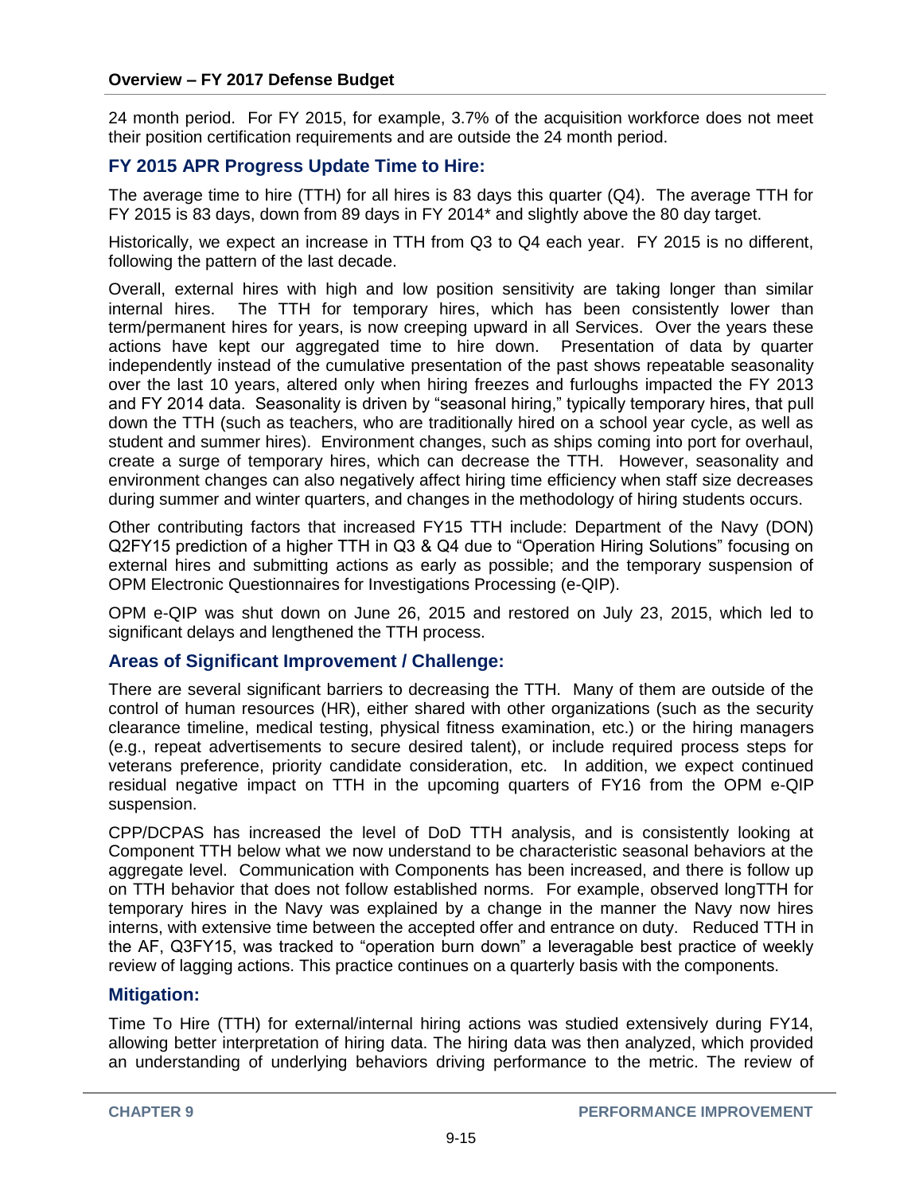24 month period. For FY 2015, for example, 3.7% of the acquisition workforce does not meet their position certification requirements and are outside the 24 month period.

### FY 2015 APR Progress Update Time to Hire:

The average time to hire (TTH) for all hires is 83 days this quarter (Q4). The average TTH for FY 2015 is 83 days, down from 89 days in FY 2014* and slightly above the 80 day target.

Historically, we expect an increase in TTH from Q3 to Q4 each year. FY 2015 is no different, following the pattern of the last decade.

Overall, external hires with high and low position sensitivity are taking longer than similar internal hires. The TTH for temporary hires, which has been consistently lower than term/permanent hires for years, is now creeping upward in all Services. Over the years these actions have kept our aggregated time to hire down. Presentation of data by quarter independently instead of the cumulative presentation of the past shows repeatable seasonality over the last 10 years, altered only when hiring freezes and furloughs impacted the FY 2013 and FY 2014 data. Seasonality is driven by "seasonal hiring," typically temporary hires, that pull down the TTH (such as teachers, who are traditionally hired on a school year cycle, as well as student and summer hires). Environment changes, such as ships coming into port for overhaul, create a surge of temporary hires, which can decrease the TTH. However, seasonality and environment changes can also negatively affect hiring time efficiency when staff size decreases during summer and winter quarters, and changes in the methodology of hiring students occurs.

Other contributing factors that increased FY15 TTH include: Department of the Navy (DON) Q2FY15 prediction of a higher TTH in Q3 & Q4 due to "Operation Hiring Solutions" focusing on external hires and submitting actions as early as possible; and the temporary suspension of OPM Electronic Questionnaires for Investigations Processing (e-QIP).

OPM e-QIP was shut down on June 26, 2015 and restored on July 23, 2015, which led to significant delays and lengthened the TTH process.

### Areas of Significant Improvement / Challenge:

There are several significant barriers to decreasing the TTH. Many of them are outside of the control of human resources (HR), either shared with other organizations (such as the security clearance timeline, medical testing, physical fitness examination, etc.) or the hiring managers (e.g., repeat advertisements to secure desired talent), or include required process steps for veterans preference, priority candidate consideration, etc. In addition, we expect continued residual negative impact on TTH in the upcoming quarters of FY16 from the OPM e-QIP suspension.

CPP/DCPAS has increased the level of DoD TTH analysis, and is consistently looking at Component TTH below what we now understand to be characteristic seasonal behaviors at the aggregate level. Communication with Components has been increased, and there is follow up on TTH behavior that does not follow established norms. For example, observed longTTH for temporary hires in the Navy was explained by a change in the manner the Navy now hires interns, with extensive time between the accepted offer and entrance on duty. Reduced TTH in the AF, Q3FY15, was tracked to "operation burn down" a leveragable best practice of weekly review of lagging actions. This practice continues on a quarterly basis with the components.

### Mitigation:

Time To Hire (TTH) for external/internal hiring actions was studied extensively during FY14, allowing better interpretation of hiring data. The hiring data was then analyzed, which provided an understanding of underlying behaviors driving performance to the metric. The review of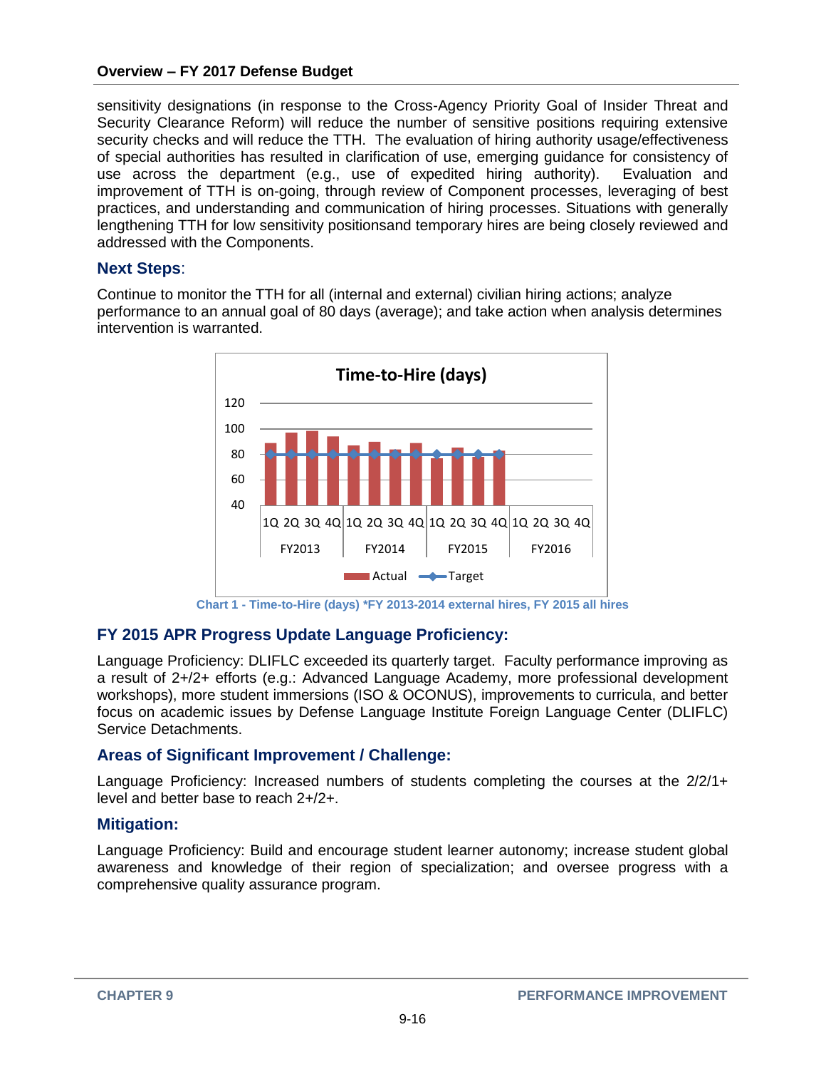sensitivity designations (in response to the Cross-Agency Priority Goal of Insider Threat and Security Clearance Reform) will reduce the number of sensitive positions requiring extensive security checks and will reduce the TTH. The evaluation of hiring authority usage/effectiveness of special authorities has resulted in clarification of use, emerging guidance for consistency of use across the department (e.g., use of expedited hiring authority). Evaluation and improvement of TTH is on-going, through review of Component processes, leveraging of best practices, and understanding and communication of hiring processes. Situations with generally lengthening TTH for low sensitivity positionsand temporary hires are being closely reviewed and addressed with the Components.

### Next Steps:

Continue to monitor the TTH for all (internal and external) civilian hiring actions; analyze performance to an annual goal of 80 days (average); and take action when analysis determines intervention is warranted.

Chart 1 - Time-to-Hire (days) *FY 2013-2014 external hires, FY 2015 all hires

### FY 2015 APR Progress Update Language Proficiency:

Language Proficiency: DLIFLC exceeded its quarterly target. Faculty performance improving as a result of 2+/2+ efforts (e.g.: Advanced Language Academy, more professional development workshops), more student immersions (ISO & OCONUS), improvements to curricula, and better focus on academic issues by Defense Language Institute Foreign Language Center (DLIFLC) Service Detachments.

### Areas of Significant Improvement / Challenge:

Language Proficiency: Increased numbers of students completing the courses at the 2/2/1+ level and better base to reach 2+/2+.

### Mitigation:

Language Proficiency: Build and encourage student learner autonomy; increase student global awareness and knowledge of their region of specialization; and oversee progress with a comprehensive quality assurance program.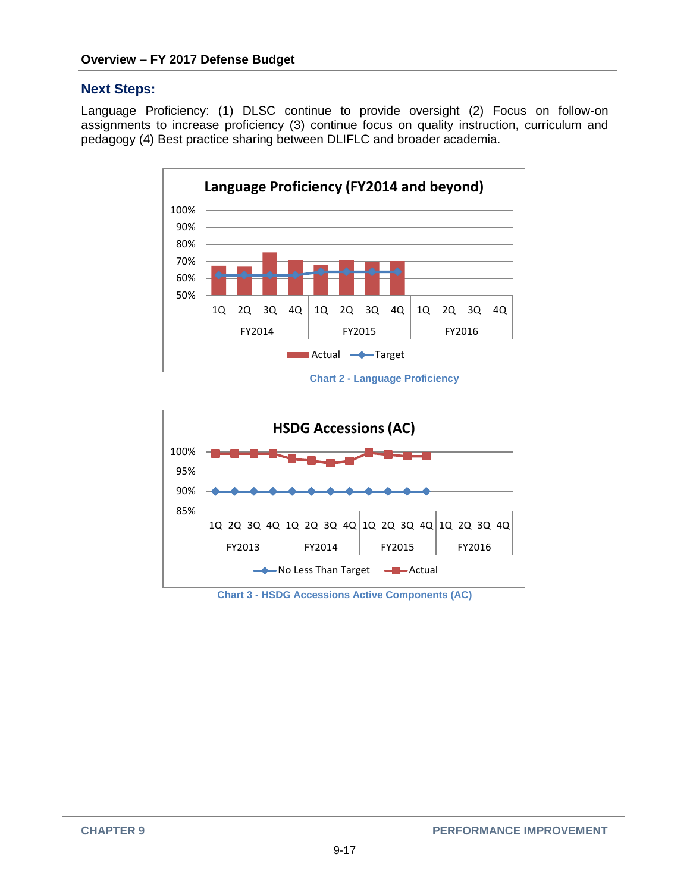## Next Steps:

Language Proficiency: (1) DLSC continue to provide oversight (2) Focus on follow-on assignments to increase proficiency (3) continue focus on quality instruction, curriculum and pedagogy (4) Best practice sharing between DLIFLC and broader academia.

Chart 2 - Language Proficiency

Chart 3 - HSDG Accessions Active Components (AC)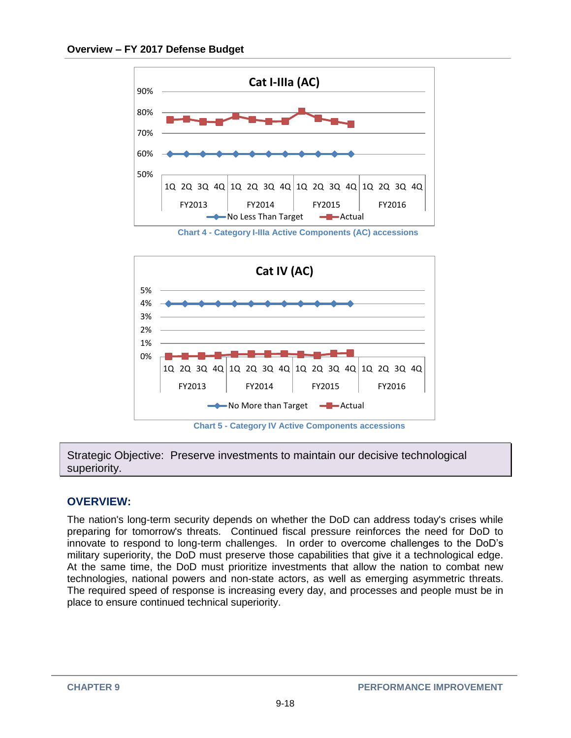Chart 4 - Category I-IIIa Active Components (AC) accessions

Chart 5 - Category IV Active Components accessions

> Strategic Objective: Preserve investments to maintain our decisive technological superiority.

## OVERVIEW:

The nation's long-term security depends on whether the DoD can address today's crises while preparing for tomorrow's threats. Continued fiscal pressure reinforces the need for DoD to innovate to respond to long-term challenges. In order to overcome challenges to the DoD's military superiority, the DoD must preserve those capabilities that give it a technological edge. At the same time, the DoD must prioritize investments that allow the nation to combat new technologies, national powers and non-state actors, as well as emerging asymmetric threats. The required speed of response is increasing every day, and processes and people must be in place to ensure continued technical superiority.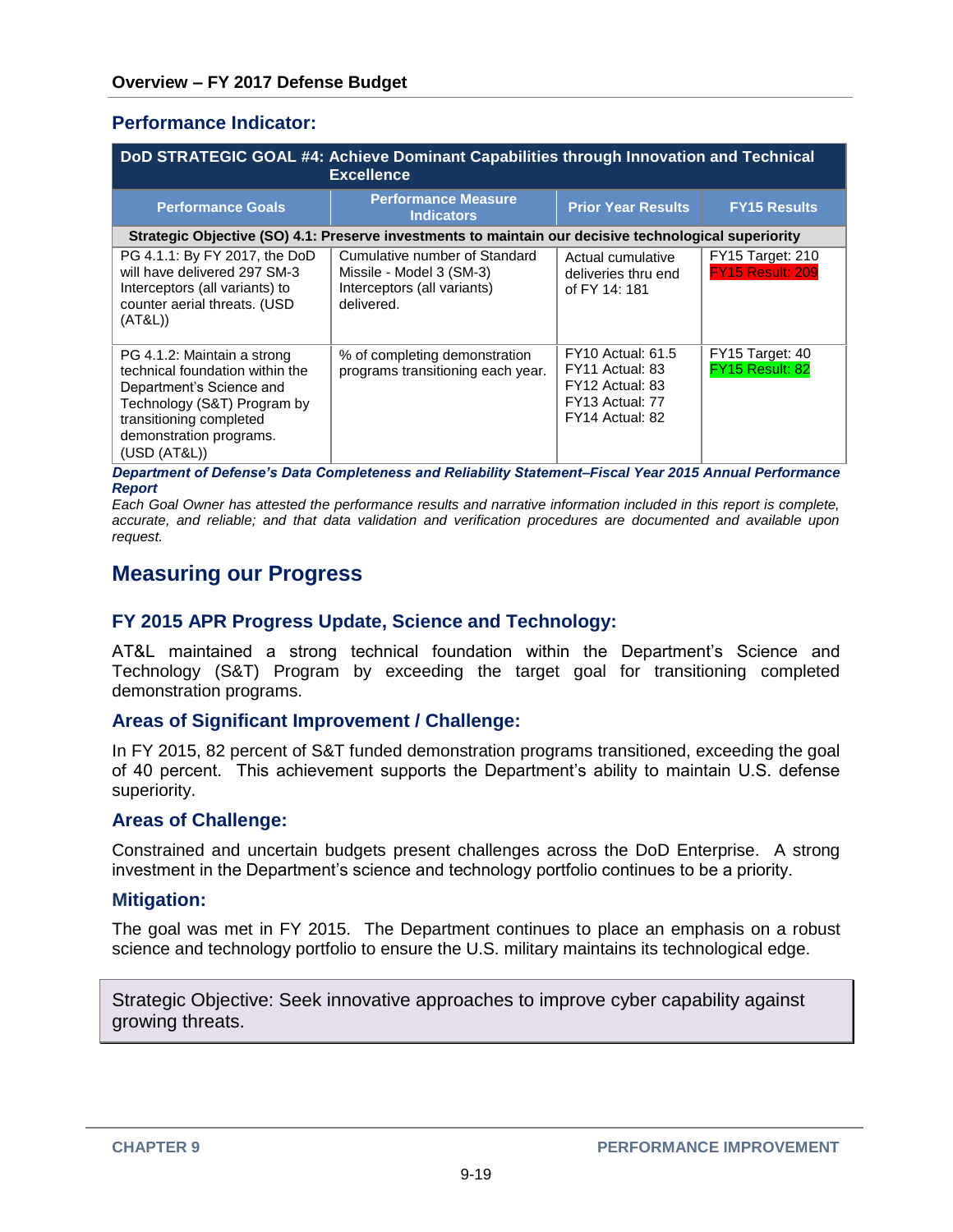### Performance Indicator:

| DoD STRATEGIC GOAL #4: Achieve Dominant Capabilities through Innovation and Technical Excellence | | | |
|---|---|---|---|
| **Performance Goals** | **Performance Measure Indicators** | **Prior Year Results** | **FY15 Results** |
| **Strategic Objective (SO) 4.1: Preserve investments to maintain our decisive technological superiority** | | | |
| PG 4.1.1: By FY 2017, the DoD will have delivered 297 SM-3 Interceptors (all variants) to counter aerial threats. (USD (AT&L)) | Cumulative number of Standard Missile - Model 3 (SM-3) Interceptors (all variants) delivered. | Actual cumulative deliveries thru end of FY 14: 181 | FY15 Target: 210<br>FY15 Result: 209 |
| PG 4.1.2: Maintain a strong technical foundation within the Department's Science and Technology (S&T) Program by transitioning completed demonstration programs. (USD (AT&L)) | % of completing demonstration programs transitioning each year. | FY10 Actual: 61.5<br>FY11 Actual: 83<br>FY12 Actual: 83<br>FY13 Actual: 77<br>FY14 Actual: 82 | FY15 Target: 40<br>FY15 Result: 82 |

***Department of Defense's Data Completeness and Reliability Statement–Fiscal Year 2015 Annual Performance Report***

*Each Goal Owner has attested the performance results and narrative information included in this report is complete, accurate, and reliable; and that data validation and verification procedures are documented and available upon request.*

## Measuring our Progress

### FY 2015 APR Progress Update, Science and Technology:

AT&L maintained a strong technical foundation within the Department's Science and Technology (S&T) Program by exceeding the target goal for transitioning completed demonstration programs.

### Areas of Significant Improvement / Challenge:

In FY 2015, 82 percent of S&T funded demonstration programs transitioned, exceeding the goal of 40 percent. This achievement supports the Department's ability to maintain U.S. defense superiority.

### Areas of Challenge:

Constrained and uncertain budgets present challenges across the DoD Enterprise. A strong investment in the Department's science and technology portfolio continues to be a priority.

### Mitigation:

The goal was met in FY 2015. The Department continues to place an emphasis on a robust science and technology portfolio to ensure the U.S. military maintains its technological edge.

Strategic Objective: Seek innovative approaches to improve cyber capability against growing threats.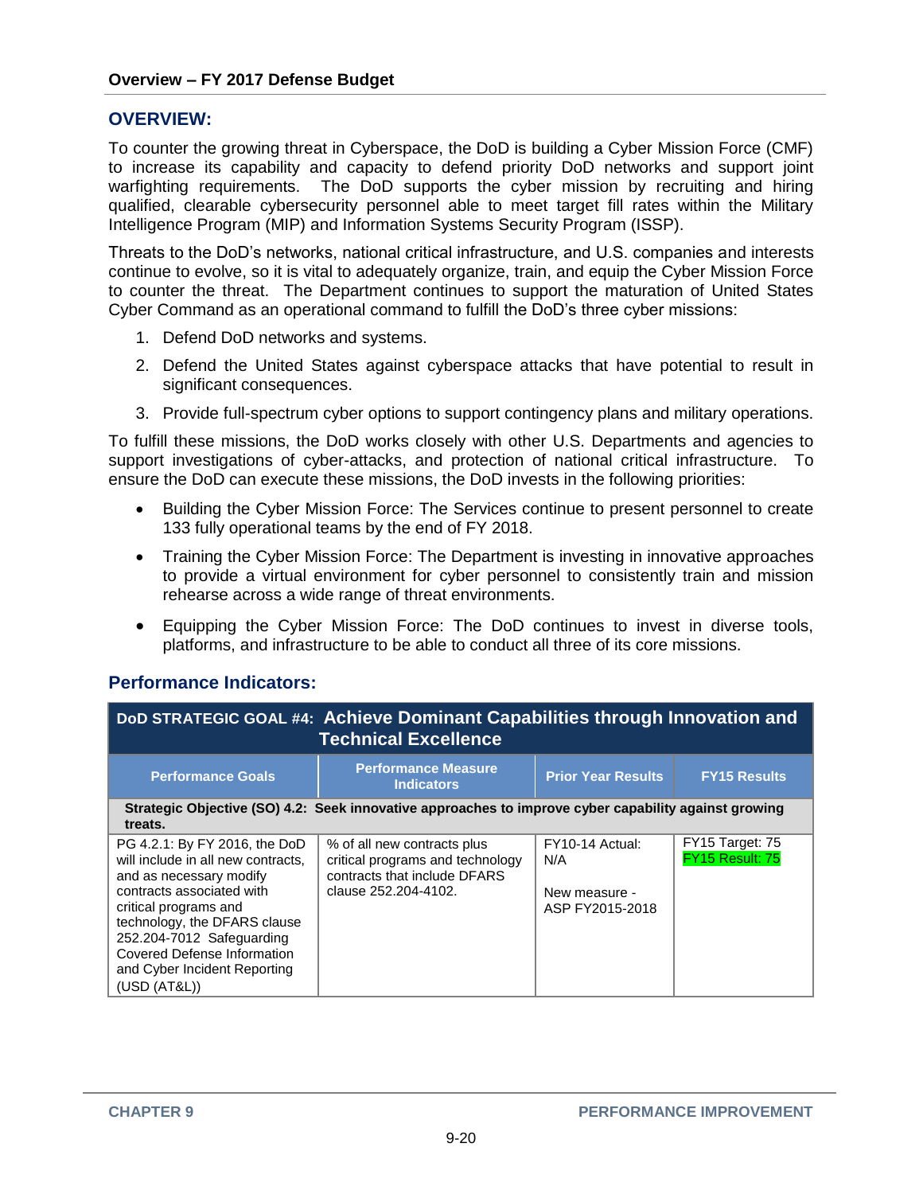## OVERVIEW:

To counter the growing threat in Cyberspace, the DoD is building a Cyber Mission Force (CMF) to increase its capability and capacity to defend priority DoD networks and support joint warfighting requirements. The DoD supports the cyber mission by recruiting and hiring qualified, clearable cybersecurity personnel able to meet target fill rates within the Military Intelligence Program (MIP) and Information Systems Security Program (ISSP).

Threats to the DoD's networks, national critical infrastructure, and U.S. companies and interests continue to evolve, so it is vital to adequately organize, train, and equip the Cyber Mission Force to counter the threat. The Department continues to support the maturation of United States Cyber Command as an operational command to fulfill the DoD's three cyber missions:

1. Defend DoD networks and systems.
2. Defend the United States against cyberspace attacks that have potential to result in significant consequences.
3. Provide full-spectrum cyber options to support contingency plans and military operations.

To fulfill these missions, the DoD works closely with other U.S. Departments and agencies to support investigations of cyber-attacks, and protection of national critical infrastructure. To ensure the DoD can execute these missions, the DoD invests in the following priorities:

- Building the Cyber Mission Force: The Services continue to present personnel to create 133 fully operational teams by the end of FY 2018.
- Training the Cyber Mission Force: The Department is investing in innovative approaches to provide a virtual environment for cyber personnel to consistently train and mission rehearse across a wide range of threat environments.
- Equipping the Cyber Mission Force: The DoD continues to invest in diverse tools, platforms, and infrastructure to be able to conduct all three of its core missions.

### Performance Indicators:

| **DoD STRATEGIC GOAL #4: Achieve Dominant Capabilities through Innovation and Technical Excellence** | | | |
|---|---|---|---|
| **Performance Goals** | **Performance Measure Indicators** | **Prior Year Results** | **FY15 Results** |
| **Strategic Objective (SO) 4.2: Seek innovative approaches to improve cyber capability against growing treats.** | | | |
| PG 4.2.1: By FY 2016, the DoD will include in all new contracts, and as necessary modify contracts associated with critical programs and technology, the DFARS clause 252.204-7012 Safeguarding Covered Defense Information and Cyber Incident Reporting (USD (AT&L)) | % of all new contracts plus critical programs and technology contracts that include DFARS clause 252.204-4102. | FY10-14 Actual: N/A<br><br>New measure - ASP FY2015-2018 | FY15 Target: 75<br>FY15 Result: 75 |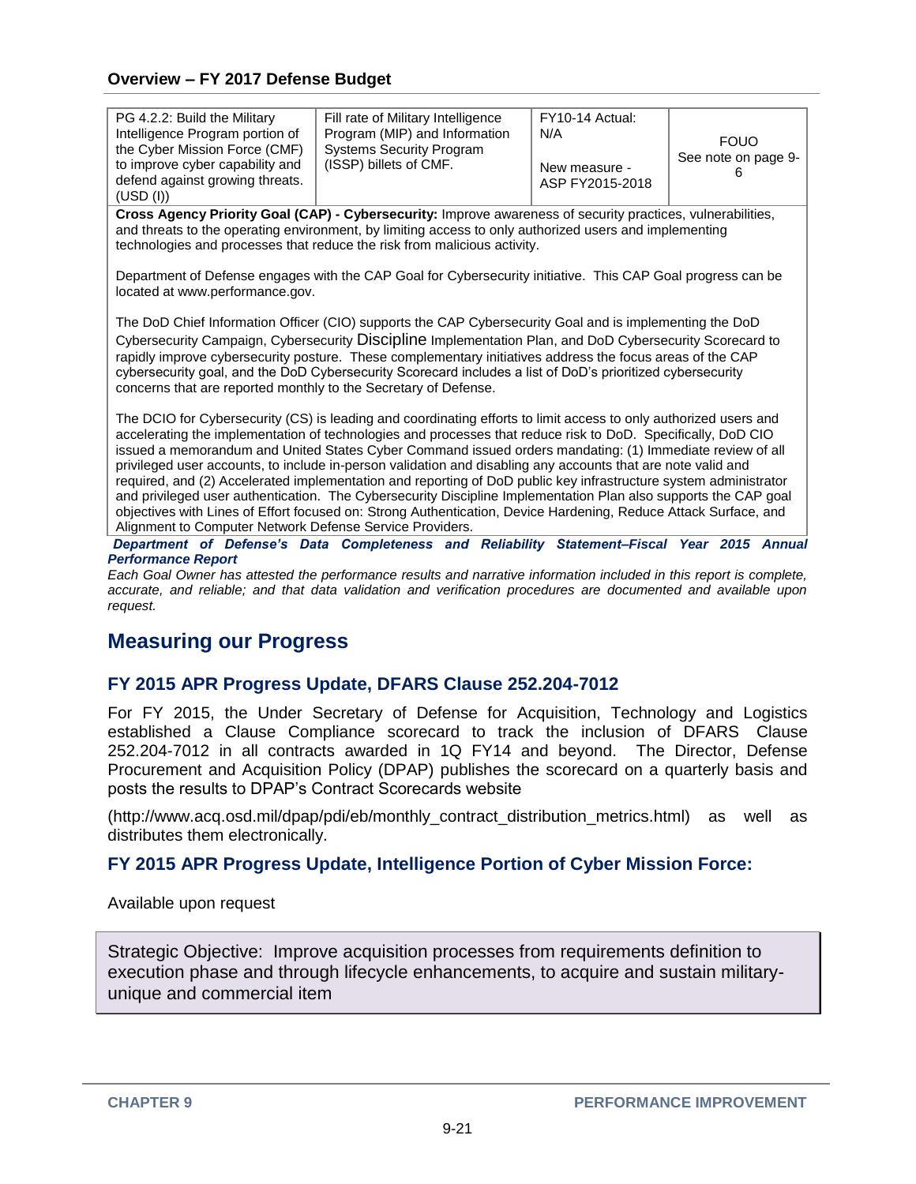| PG 4.2.2: Build the Military Intelligence Program portion of the Cyber Mission Force (CMF) to improve cyber capability and defend against growing threats. (USD (I)) | Fill rate of Military Intelligence Program (MIP) and Information Systems Security Program (ISSP) billets of CMF. | FY10-14 Actual: N/A<br><br>New measure - ASP FY2015-2018 | FOUO<br>See note on page 9-6 |
|---|---|---|---|
| **Cross Agency Priority Goal (CAP) - Cybersecurity:** Improve awareness of security practices, vulnerabilities, and threats to the operating environment, by limiting access to only authorized users and implementing technologies and processes that reduce the risk from malicious activity.<br><br>Department of Defense engages with the CAP Goal for Cybersecurity initiative. This CAP Goal progress can be located at www.performance.gov.<br><br>The DoD Chief Information Officer (CIO) supports the CAP Cybersecurity Goal and is implementing the DoD Cybersecurity Campaign, Cybersecurity Discipline Implementation Plan, and DoD Cybersecurity Scorecard to rapidly improve cybersecurity posture. These complementary initiatives address the focus areas of the CAP cybersecurity goal, and the DoD Cybersecurity Scorecard includes a list of DoD's prioritized cybersecurity concerns that are reported monthly to the Secretary of Defense.<br><br>The DCIO for Cybersecurity (CS) is leading and coordinating efforts to limit access to only authorized users and accelerating the implementation of technologies and processes that reduce risk to DoD. Specifically, DoD CIO issued a memorandum and United States Cyber Command issued orders mandating: (1) Immediate review of all privileged user accounts, to include in-person validation and disabling any accounts that are note valid and required, and (2) Accelerated implementation and reporting of DoD public key infrastructure system administrator and privileged user authentication. The Cybersecurity Discipline Implementation Plan also supports the CAP goal objectives with Lines of Effort focused on: Strong Authentication, Device Hardening, Reduce Attack Surface, and Alignment to Computer Network Defense Service Providers. | | | |

***Department of Defense's Data Completeness and Reliability Statement–Fiscal Year 2015 Annual Performance Report***

*Each Goal Owner has attested the performance results and narrative information included in this report is complete, accurate, and reliable; and that data validation and verification procedures are documented and available upon request.*

## Measuring our Progress

### FY 2015 APR Progress Update, DFARS Clause 252.204-7012

For FY 2015, the Under Secretary of Defense for Acquisition, Technology and Logistics established a Clause Compliance scorecard to track the inclusion of DFARS Clause 252.204-7012 in all contracts awarded in 1Q FY14 and beyond. The Director, Defense Procurement and Acquisition Policy (DPAP) publishes the scorecard on a quarterly basis and posts the results to DPAP's Contract Scorecards website

(http://www.acq.osd.mil/dpap/pdi/eb/monthly_contract_distribution_metrics.html) as well as distributes them electronically.

### FY 2015 APR Progress Update, Intelligence Portion of Cyber Mission Force:

Available upon request

Strategic Objective: Improve acquisition processes from requirements definition to execution phase and through lifecycle enhancements, to acquire and sustain military-unique and commercial item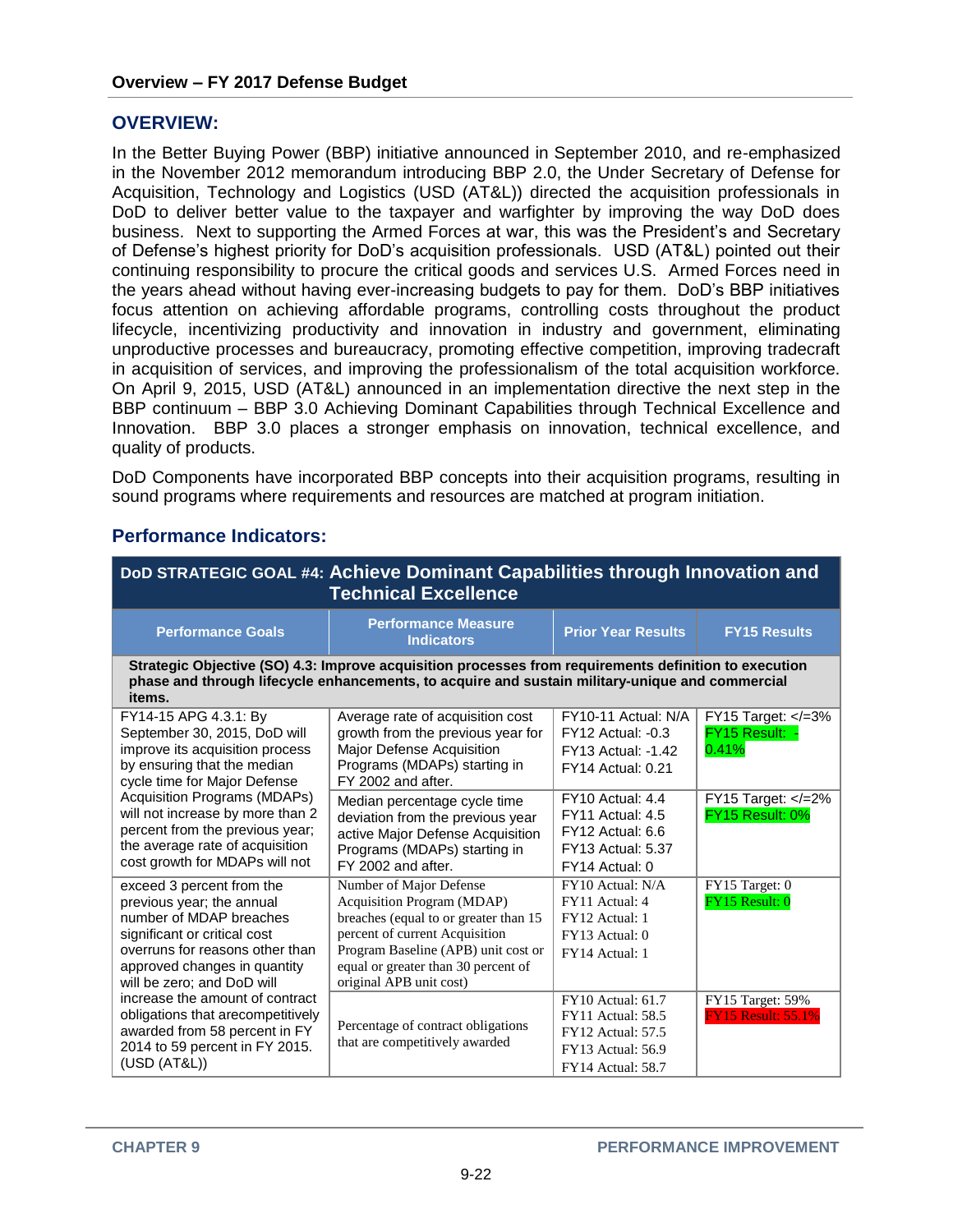## OVERVIEW:

In the Better Buying Power (BBP) initiative announced in September 2010, and re-emphasized in the November 2012 memorandum introducing BBP 2.0, the Under Secretary of Defense for Acquisition, Technology and Logistics (USD (AT&L)) directed the acquisition professionals in DoD to deliver better value to the taxpayer and warfighter by improving the way DoD does business. Next to supporting the Armed Forces at war, this was the President's and Secretary of Defense's highest priority for DoD's acquisition professionals. USD (AT&L) pointed out their continuing responsibility to procure the critical goods and services U.S. Armed Forces need in the years ahead without having ever-increasing budgets to pay for them. DoD's BBP initiatives focus attention on achieving affordable programs, controlling costs throughout the product lifecycle, incentivizing productivity and innovation in industry and government, eliminating unproductive processes and bureaucracy, promoting effective competition, improving tradecraft in acquisition of services, and improving the professionalism of the total acquisition workforce. On April 9, 2015, USD (AT&L) announced in an implementation directive the next step in the BBP continuum – BBP 3.0 Achieving Dominant Capabilities through Technical Excellence and Innovation. BBP 3.0 places a stronger emphasis on innovation, technical excellence, and quality of products.

DoD Components have incorporated BBP concepts into their acquisition programs, resulting in sound programs where requirements and resources are matched at program initiation.

## Performance Indicators:

| DoD STRATEGIC GOAL #4: Achieve Dominant Capabilities through Innovation and Technical Excellence | | | |
|---|---|---|---|
| **Performance Goals** | **Performance Measure Indicators** | **Prior Year Results** | **FY15 Results** |
| **Strategic Objective (SO) 4.3: Improve acquisition processes from requirements definition to execution phase and through lifecycle enhancements, to acquire and sustain military-unique and commercial items.** | | | |
| FY14-15 APG 4.3.1: By September 30, 2015, DoD will improve its acquisition process by ensuring that the median cycle time for Major Defense Acquisition Programs (MDAPs) will not increase by more than 2 percent from the previous year; the average rate of acquisition cost growth for MDAPs will not exceed 3 percent from the previous year; the annual number of MDAP breaches significant or critical cost overruns for reasons other than approved changes in quantity will be zero; and DoD will increase the amount of contract obligations that arecompetitively awarded from 58 percent in FY 2014 to 59 percent in FY 2015. (USD (AT&L)) | Average rate of acquisition cost growth from the previous year for Major Defense Acquisition Programs (MDAPs) starting in FY 2002 and after. | FY10-11 Actual: N/A<br>FY12 Actual: -0.3<br>FY13 Actual: -1.42<br>FY14 Actual: 0.21 | FY15 Target: </=3%<br>FY15 Result: -0.41% |
| | Median percentage cycle time deviation from the previous year active Major Defense Acquisition Programs (MDAPs) starting in FY 2002 and after. | FY10 Actual: 4.4<br>FY11 Actual: 4.5<br>FY12 Actual: 6.6<br>FY13 Actual: 5.37<br>FY14 Actual: 0 | FY15 Target: </=2%<br>FY15 Result: 0% |
| | Number of Major Defense Acquisition Program (MDAP) breaches (equal to or greater than 15 percent of current Acquisition Program Baseline (APB) unit cost or equal or greater than 30 percent of original APB unit cost) | FY10 Actual: N/A<br>FY11 Actual: 4<br>FY12 Actual: 1<br>FY13 Actual: 0<br>FY14 Actual: 1 | FY15 Target: 0<br>FY15 Result: 0 |
| | Percentage of contract obligations that are competitively awarded | FY10 Actual: 61.7<br>FY11 Actual: 58.5<br>FY12 Actual: 57.5<br>FY13 Actual: 56.9<br>FY14 Actual: 58.7 | FY15 Target: 59%<br>FY15 Result: 55.1% |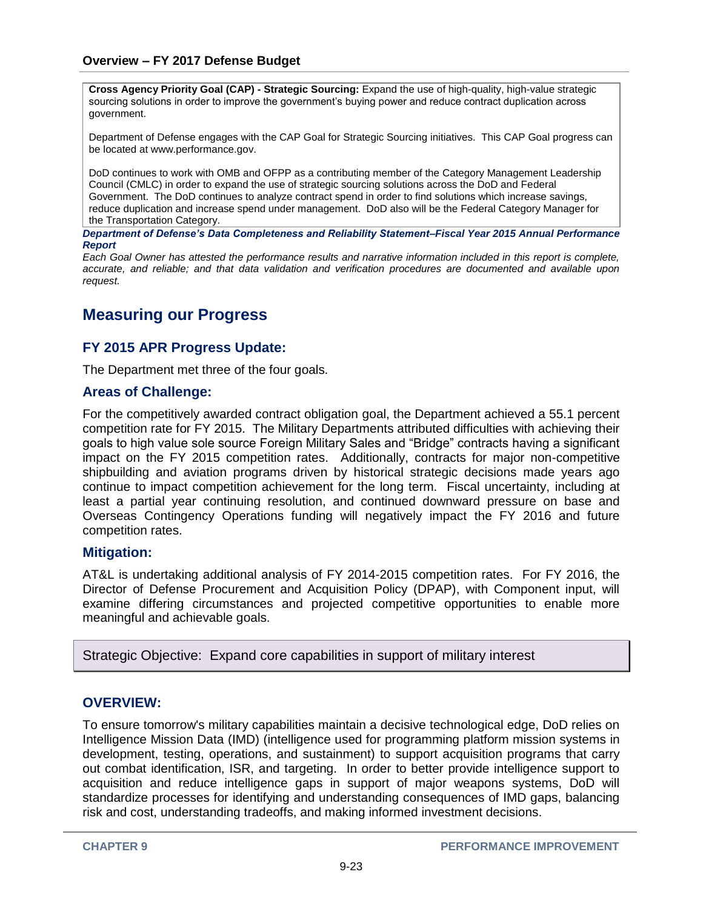**Cross Agency Priority Goal (CAP) - Strategic Sourcing:** Expand the use of high-quality, high-value strategic sourcing solutions in order to improve the government's buying power and reduce contract duplication across government.

Department of Defense engages with the CAP Goal for Strategic Sourcing initiatives. This CAP Goal progress can be located at www.performance.gov.

DoD continues to work with OMB and OFPP as a contributing member of the Category Management Leadership Council (CMLC) in order to expand the use of strategic sourcing solutions across the DoD and Federal Government. The DoD continues to analyze contract spend in order to find solutions which increase savings, reduce duplication and increase spend under management. DoD also will be the Federal Category Manager for the Transportation Category.

***Department of Defense's Data Completeness and Reliability Statement–Fiscal Year 2015 Annual Performance Report***

*Each Goal Owner has attested the performance results and narrative information included in this report is complete, accurate, and reliable; and that data validation and verification procedures are documented and available upon request.*

## Measuring our Progress

### FY 2015 APR Progress Update:

The Department met three of the four goals.

### Areas of Challenge:

For the competitively awarded contract obligation goal, the Department achieved a 55.1 percent competition rate for FY 2015. The Military Departments attributed difficulties with achieving their goals to high value sole source Foreign Military Sales and "Bridge" contracts having a significant impact on the FY 2015 competition rates. Additionally, contracts for major non-competitive shipbuilding and aviation programs driven by historical strategic decisions made years ago continue to impact competition achievement for the long term. Fiscal uncertainty, including at least a partial year continuing resolution, and continued downward pressure on base and Overseas Contingency Operations funding will negatively impact the FY 2016 and future competition rates.

### Mitigation:

AT&L is undertaking additional analysis of FY 2014-2015 competition rates. For FY 2016, the Director of Defense Procurement and Acquisition Policy (DPAP), with Component input, will examine differing circumstances and projected competitive opportunities to enable more meaningful and achievable goals.

Strategic Objective: Expand core capabilities in support of military interest

### OVERVIEW:

To ensure tomorrow's military capabilities maintain a decisive technological edge, DoD relies on Intelligence Mission Data (IMD) (intelligence used for programming platform mission systems in development, testing, operations, and sustainment) to support acquisition programs that carry out combat identification, ISR, and targeting. In order to better provide intelligence support to acquisition and reduce intelligence gaps in support of major weapons systems, DoD will standardize processes for identifying and understanding consequences of IMD gaps, balancing risk and cost, understanding tradeoffs, and making informed investment decisions.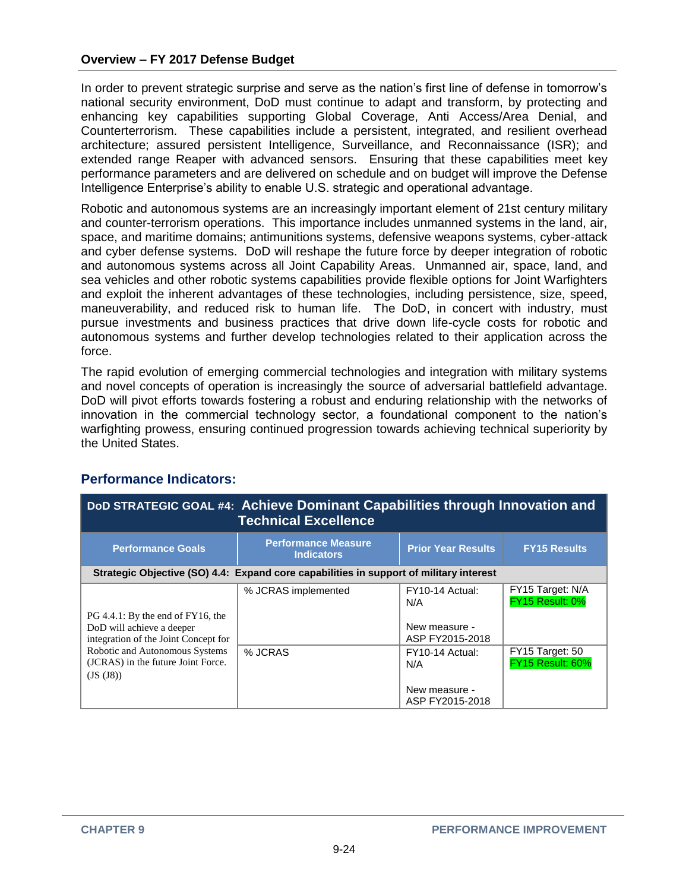In order to prevent strategic surprise and serve as the nation's first line of defense in tomorrow's national security environment, DoD must continue to adapt and transform, by protecting and enhancing key capabilities supporting Global Coverage, Anti Access/Area Denial, and Counterterrorism. These capabilities include a persistent, integrated, and resilient overhead architecture; assured persistent Intelligence, Surveillance, and Reconnaissance (ISR); and extended range Reaper with advanced sensors. Ensuring that these capabilities meet key performance parameters and are delivered on schedule and on budget will improve the Defense Intelligence Enterprise's ability to enable U.S. strategic and operational advantage.

Robotic and autonomous systems are an increasingly important element of 21st century military and counter-terrorism operations. This importance includes unmanned systems in the land, air, space, and maritime domains; antimunitions systems, defensive weapons systems, cyber-attack and cyber defense systems. DoD will reshape the future force by deeper integration of robotic and autonomous systems across all Joint Capability Areas. Unmanned air, space, land, and sea vehicles and other robotic systems capabilities provide flexible options for Joint Warfighters and exploit the inherent advantages of these technologies, including persistence, size, speed, maneuverability, and reduced risk to human life. The DoD, in concert with industry, must pursue investments and business practices that drive down life-cycle costs for robotic and autonomous systems and further develop technologies related to their application across the force.

The rapid evolution of emerging commercial technologies and integration with military systems and novel concepts of operation is increasingly the source of adversarial battlefield advantage. DoD will pivot efforts towards fostering a robust and enduring relationship with the networks of innovation in the commercial technology sector, a foundational component to the nation's warfighting prowess, ensuring continued progression towards achieving technical superiority by the United States.

## Performance Indicators:

| DoD STRATEGIC GOAL #4: Achieve Dominant Capabilities through Innovation and Technical Excellence | | | |
|---|---|---|---|
| **Performance Goals** | **Performance Measure Indicators** | **Prior Year Results** | **FY15 Results** |
| **Strategic Objective (SO) 4.4: Expand core capabilities in support of military interest** | | | |
| PG 4.4.1: By the end of FY16, the DoD will achieve a deeper integration of the Joint Concept for Robotic and Autonomous Systems (JCRAS) in the future Joint Force. (JS (J8)) | % JCRAS implemented | FY10-14 Actual: N/A<br><br>New measure - ASP FY2015-2018 | FY15 Target: N/A<br>FY15 Result: 0% |
| | % JCRAS | FY10-14 Actual: N/A<br><br>New measure - ASP FY2015-2018 | FY15 Target: 50<br>FY15 Result: 60% |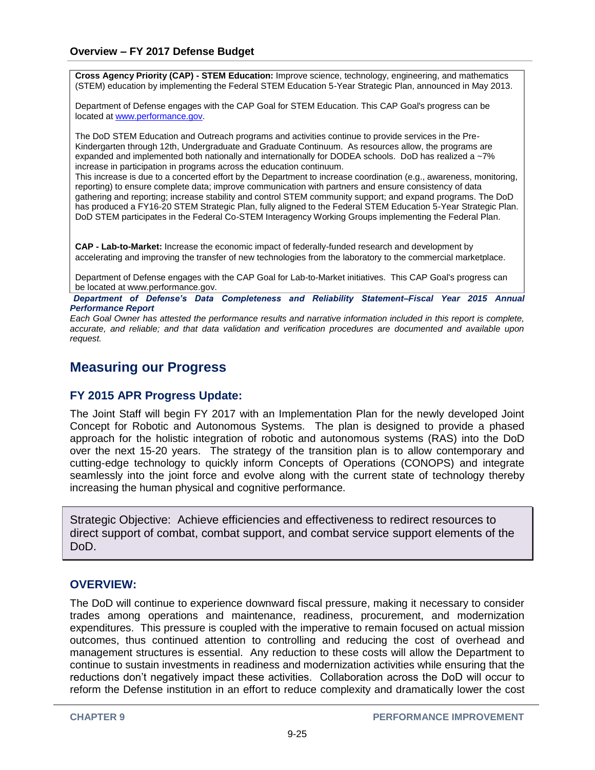**Cross Agency Priority (CAP) - STEM Education:** Improve science, technology, engineering, and mathematics (STEM) education by implementing the Federal STEM Education 5-Year Strategic Plan, announced in May 2013.

Department of Defense engages with the CAP Goal for STEM Education. This CAP Goal's progress can be located at www.performance.gov.

The DoD STEM Education and Outreach programs and activities continue to provide services in the Pre-Kindergarten through 12th, Undergraduate and Graduate Continuum. As resources allow, the programs are expanded and implemented both nationally and internationally for DODEA schools. DoD has realized a ~7% increase in participation in programs across the education continuum.
This increase is due to a concerted effort by the Department to increase coordination (e.g., awareness, monitoring, reporting) to ensure complete data; improve communication with partners and ensure consistency of data gathering and reporting; increase stability and control STEM community support; and expand programs. The DoD has produced a FY16-20 STEM Strategic Plan, fully aligned to the Federal STEM Education 5-Year Strategic Plan. DoD STEM participates in the Federal Co-STEM Interagency Working Groups implementing the Federal Plan.

**CAP - Lab-to-Market:** Increase the economic impact of federally-funded research and development by accelerating and improving the transfer of new technologies from the laboratory to the commercial marketplace.

Department of Defense engages with the CAP Goal for Lab-to-Market initiatives. This CAP Goal's progress can be located at www.performance.gov.

***Department of Defense's Data Completeness and Reliability Statement–Fiscal Year 2015 Annual Performance Report***

*Each Goal Owner has attested the performance results and narrative information included in this report is complete, accurate, and reliable; and that data validation and verification procedures are documented and available upon request.*

## Measuring our Progress

### FY 2015 APR Progress Update:

The Joint Staff will begin FY 2017 with an Implementation Plan for the newly developed Joint Concept for Robotic and Autonomous Systems. The plan is designed to provide a phased approach for the holistic integration of robotic and autonomous systems (RAS) into the DoD over the next 15-20 years. The strategy of the transition plan is to allow contemporary and cutting-edge technology to quickly inform Concepts of Operations (CONOPS) and integrate seamlessly into the joint force and evolve along with the current state of technology thereby increasing the human physical and cognitive performance.

Strategic Objective: Achieve efficiencies and effectiveness to redirect resources to direct support of combat, combat support, and combat service support elements of the DoD.

### OVERVIEW:

The DoD will continue to experience downward fiscal pressure, making it necessary to consider trades among operations and maintenance, readiness, procurement, and modernization expenditures. This pressure is coupled with the imperative to remain focused on actual mission outcomes, thus continued attention to controlling and reducing the cost of overhead and management structures is essential. Any reduction to these costs will allow the Department to continue to sustain investments in readiness and modernization activities while ensuring that the reductions don't negatively impact these activities. Collaboration across the DoD will occur to reform the Defense institution in an effort to reduce complexity and dramatically lower the cost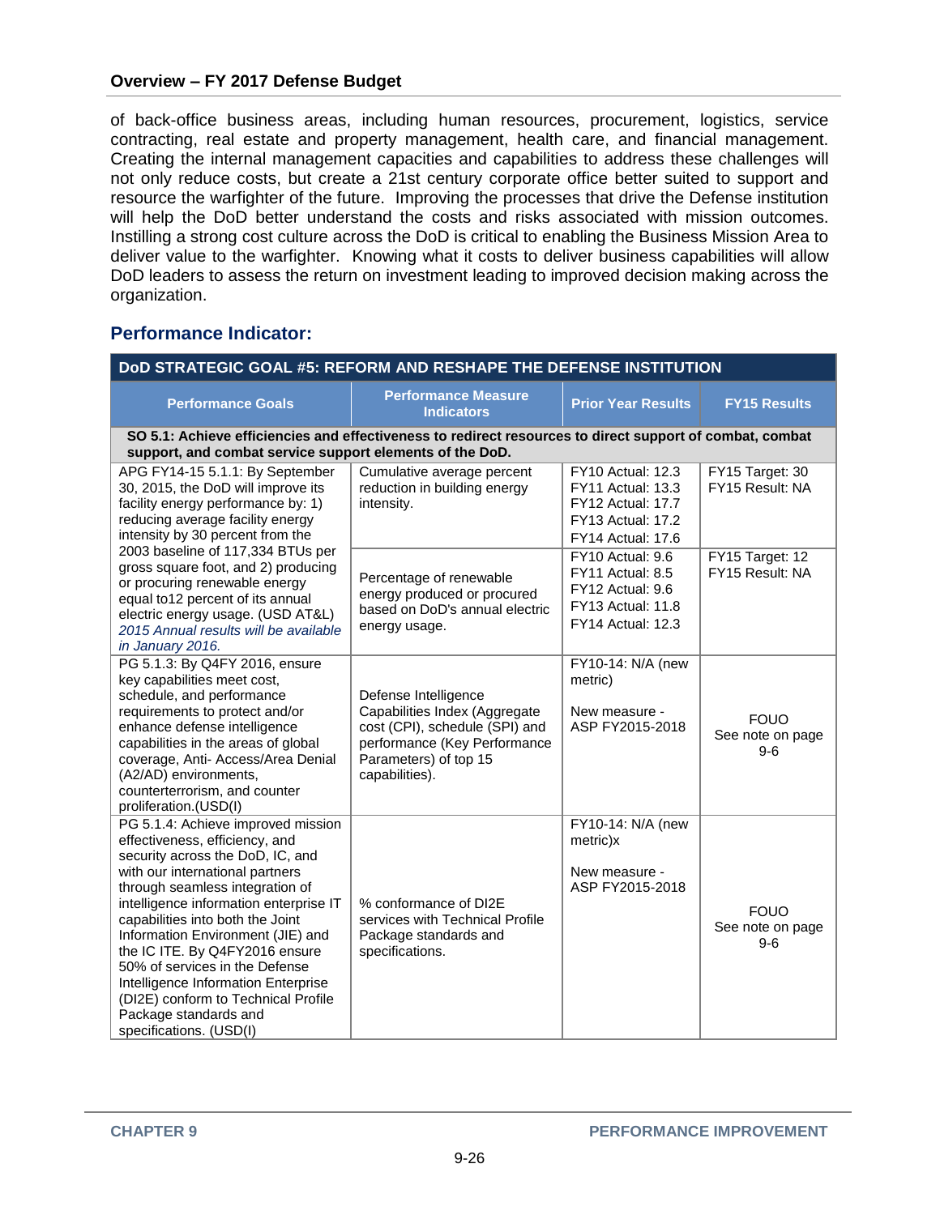of back-office business areas, including human resources, procurement, logistics, service contracting, real estate and property management, health care, and financial management. Creating the internal management capacities and capabilities to address these challenges will not only reduce costs, but create a 21st century corporate office better suited to support and resource the warfighter of the future. Improving the processes that drive the Defense institution will help the DoD better understand the costs and risks associated with mission outcomes. Instilling a strong cost culture across the DoD is critical to enabling the Business Mission Area to deliver value to the warfighter. Knowing what it costs to deliver business capabilities will allow DoD leaders to assess the return on investment leading to improved decision making across the organization.

## Performance Indicator:

| DoD STRATEGIC GOAL #5: REFORM AND RESHAPE THE DEFENSE INSTITUTION | | | |
|---|---|---|---|
| **Performance Goals** | **Performance Measure Indicators** | **Prior Year Results** | **FY15 Results** |
| **SO 5.1: Achieve efficiencies and effectiveness to redirect resources to direct support of combat, combat support, and combat service support elements of the DoD.** | | | |
| APG FY14-15 5.1.1: By September 30, 2015, the DoD will improve its facility energy performance by: 1) reducing average facility energy intensity by 30 percent from the 2003 baseline of 117,334 BTUs per gross square foot, and 2) producing or procuring renewable energy equal to12 percent of its annual electric energy usage. (USD AT&L) *2015 Annual results will be available in January 2016.* | Cumulative average percent reduction in building energy intensity. | FY10 Actual: 12.3<br>FY11 Actual: 13.3<br>FY12 Actual: 17.7<br>FY13 Actual: 17.2<br>FY14 Actual: 17.6 | FY15 Target: 30<br>FY15 Result: NA |
| | Percentage of renewable energy produced or procured based on DoD's annual electric energy usage. | FY10 Actual: 9.6<br>FY11 Actual: 8.5<br>FY12 Actual: 9.6<br>FY13 Actual: 11.8<br>FY14 Actual: 12.3 | FY15 Target: 12<br>FY15 Result: NA |
| PG 5.1.3: By Q4FY 2016, ensure key capabilities meet cost, schedule, and performance requirements to protect and/or enhance defense intelligence capabilities in the areas of global coverage, Anti- Access/Area Denial (A2/AD) environments, counterterrorism, and counter proliferation.(USD(I) | Defense Intelligence Capabilities Index (Aggregate cost (CPI), schedule (SPI) and performance (Key Performance Parameters) of top 15 capabilities). | FY10-14: N/A (new metric)<br><br>New measure - ASP FY2015-2018 | FOUO<br>See note on page 9-6 |
| PG 5.1.4: Achieve improved mission effectiveness, efficiency, and security across the DoD, IC, and with our international partners through seamless integration of intelligence information enterprise IT capabilities into both the Joint Information Environment (JIE) and the IC ITE. By Q4FY2016 ensure 50% of services in the Defense Intelligence Information Enterprise (DI2E) conform to Technical Profile Package standards and specifications. (USD(I) | % conformance of DI2E services with Technical Profile Package standards and specifications. | FY10-14: N/A (new metric)x<br><br>New measure - ASP FY2015-2018 | FOUO<br>See note on page 9-6 |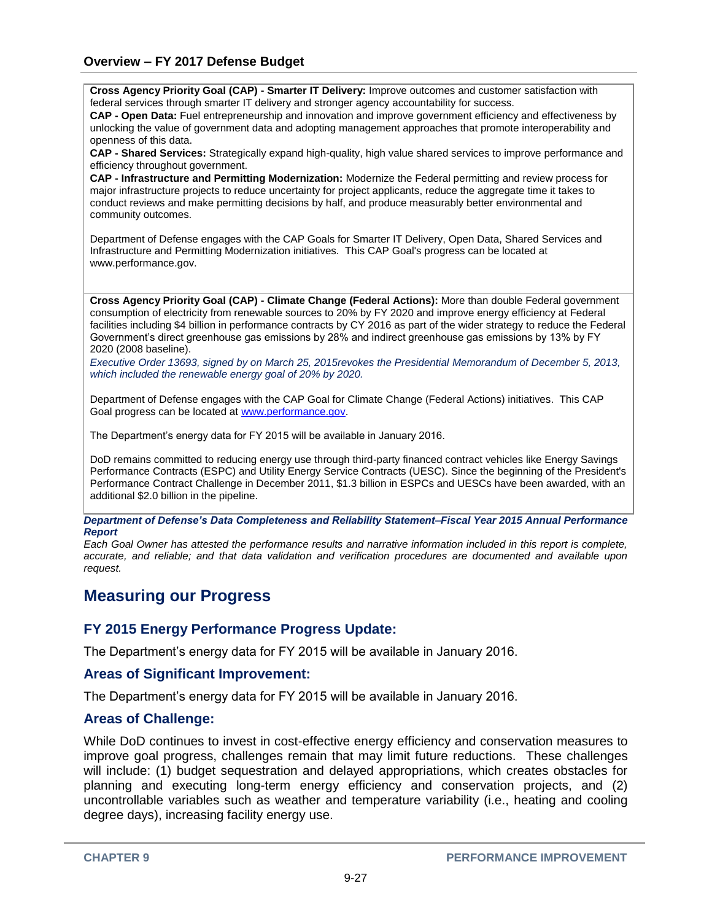**Cross Agency Priority Goal (CAP) - Smarter IT Delivery:** Improve outcomes and customer satisfaction with federal services through smarter IT delivery and stronger agency accountability for success.
**CAP - Open Data:** Fuel entrepreneurship and innovation and improve government efficiency and effectiveness by unlocking the value of government data and adopting management approaches that promote interoperability and openness of this data.
**CAP - Shared Services:** Strategically expand high-quality, high value shared services to improve performance and efficiency throughout government.
**CAP - Infrastructure and Permitting Modernization:** Modernize the Federal permitting and review process for major infrastructure projects to reduce uncertainty for project applicants, reduce the aggregate time it takes to conduct reviews and make permitting decisions by half, and produce measurably better environmental and community outcomes.

Department of Defense engages with the CAP Goals for Smarter IT Delivery, Open Data, Shared Services and Infrastructure and Permitting Modernization initiatives. This CAP Goal's progress can be located at www.performance.gov.

**Cross Agency Priority Goal (CAP) - Climate Change (Federal Actions):** More than double Federal government consumption of electricity from renewable sources to 20% by FY 2020 and improve energy efficiency at Federal facilities including $4 billion in performance contracts by CY 2016 as part of the wider strategy to reduce the Federal Government's direct greenhouse gas emissions by 28% and indirect greenhouse gas emissions by 13% by FY 2020 (2008 baseline).
*Executive Order 13693, signed by on March 25, 2015revokes the Presidential Memorandum of December 5, 2013, which included the renewable energy goal of 20% by 2020.*

Department of Defense engages with the CAP Goal for Climate Change (Federal Actions) initiatives. This CAP Goal progress can be located at www.performance.gov.

The Department's energy data for FY 2015 will be available in January 2016.

DoD remains committed to reducing energy use through third-party financed contract vehicles like Energy Savings Performance Contracts (ESPC) and Utility Energy Service Contracts (UESC). Since the beginning of the President's Performance Contract Challenge in December 2011, $1.3 billion in ESPCs and UESCs have been awarded, with an additional $2.0 billion in the pipeline.

***Department of Defense's Data Completeness and Reliability Statement–Fiscal Year 2015 Annual Performance Report***
*Each Goal Owner has attested the performance results and narrative information included in this report is complete, accurate, and reliable; and that data validation and verification procedures are documented and available upon request.*

## Measuring our Progress

### FY 2015 Energy Performance Progress Update:

The Department's energy data for FY 2015 will be available in January 2016.

### Areas of Significant Improvement:

The Department's energy data for FY 2015 will be available in January 2016.

### Areas of Challenge:

While DoD continues to invest in cost-effective energy efficiency and conservation measures to improve goal progress, challenges remain that may limit future reductions. These challenges will include: (1) budget sequestration and delayed appropriations, which creates obstacles for planning and executing long-term energy efficiency and conservation projects, and (2) uncontrollable variables such as weather and temperature variability (i.e., heating and cooling degree days), increasing facility energy use.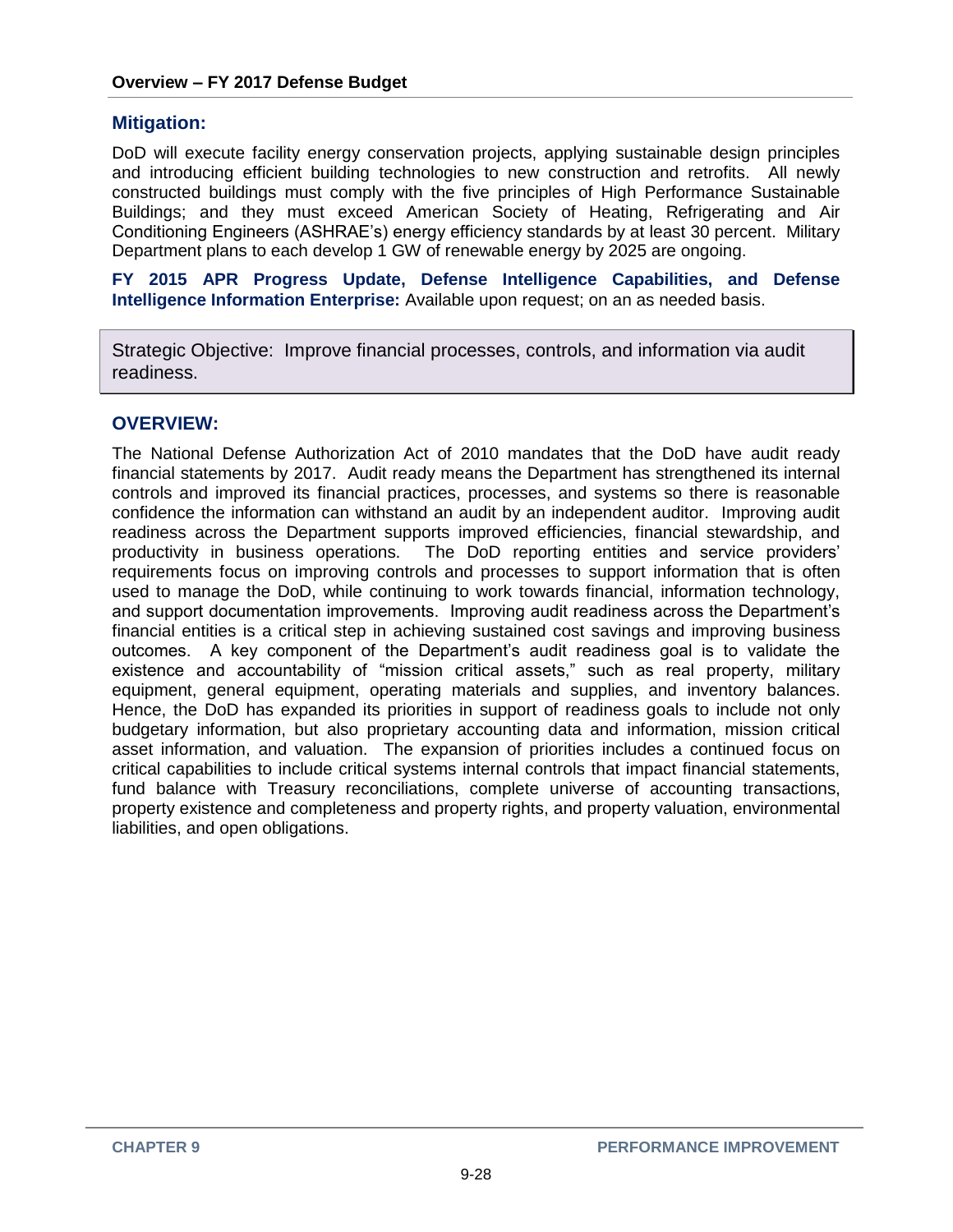## Mitigation:

DoD will execute facility energy conservation projects, applying sustainable design principles and introducing efficient building technologies to new construction and retrofits. All newly constructed buildings must comply with the five principles of High Performance Sustainable Buildings; and they must exceed American Society of Heating, Refrigerating and Air Conditioning Engineers (ASHRAE's) energy efficiency standards by at least 30 percent. Military Department plans to each develop 1 GW of renewable energy by 2025 are ongoing.

**FY 2015 APR Progress Update, Defense Intelligence Capabilities, and Defense Intelligence Information Enterprise:** Available upon request; on an as needed basis.

> Strategic Objective: Improve financial processes, controls, and information via audit readiness.

## OVERVIEW:

The National Defense Authorization Act of 2010 mandates that the DoD have audit ready financial statements by 2017. Audit ready means the Department has strengthened its internal controls and improved its financial practices, processes, and systems so there is reasonable confidence the information can withstand an audit by an independent auditor. Improving audit readiness across the Department supports improved efficiencies, financial stewardship, and productivity in business operations. The DoD reporting entities and service providers' requirements focus on improving controls and processes to support information that is often used to manage the DoD, while continuing to work towards financial, information technology, and support documentation improvements. Improving audit readiness across the Department's financial entities is a critical step in achieving sustained cost savings and improving business outcomes. A key component of the Department's audit readiness goal is to validate the existence and accountability of "mission critical assets," such as real property, military equipment, general equipment, operating materials and supplies, and inventory balances. Hence, the DoD has expanded its priorities in support of readiness goals to include not only budgetary information, but also proprietary accounting data and information, mission critical asset information, and valuation. The expansion of priorities includes a continued focus on critical capabilities to include critical systems internal controls that impact financial statements, fund balance with Treasury reconciliations, complete universe of accounting transactions, property existence and completeness and property rights, and property valuation, environmental liabilities, and open obligations.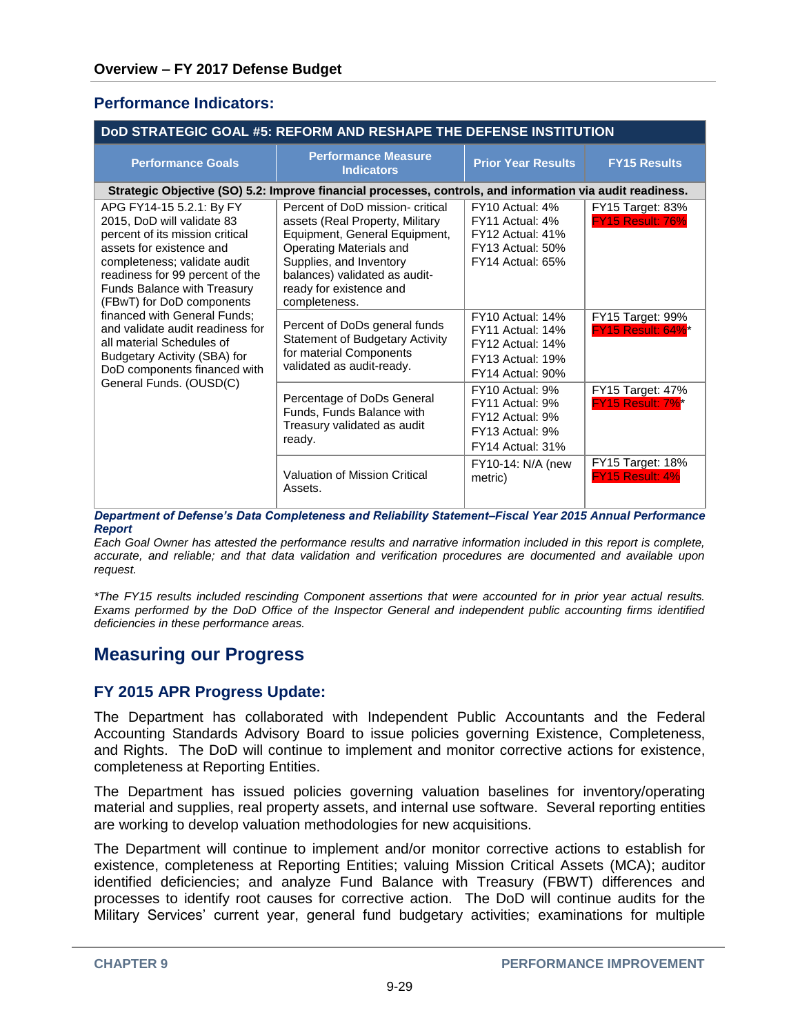## Performance Indicators:

| DoD STRATEGIC GOAL #5: REFORM AND RESHAPE THE DEFENSE INSTITUTION | | | |
|---|---|---|---|
| **Performance Goals** | **Performance Measure Indicators** | **Prior Year Results** | **FY15 Results** |
| **Strategic Objective (SO) 5.2: Improve financial processes, controls, and information via audit readiness.** | | | |
| APG FY14-15 5.2.1: By FY 2015, DoD will validate 83 percent of its mission critical assets for existence and completeness; validate audit readiness for 99 percent of the Funds Balance with Treasury (FBwT) for DoD components financed with General Funds; and validate audit readiness for all material Schedules of Budgetary Activity (SBA) for DoD components financed with General Funds. (OUSD(C) | Percent of DoD mission- critical assets (Real Property, Military Equipment, General Equipment, Operating Materials and Supplies, and Inventory balances) validated as audit-ready for existence and completeness. | FY10 Actual: 4%<br>FY11 Actual: 4%<br>FY12 Actual: 41%<br>FY13 Actual: 50%<br>FY14 Actual: 65% | FY15 Target: 83%<br>FY15 Result: 76% |
| | Percent of DoDs general funds Statement of Budgetary Activity for material Components validated as audit-ready. | FY10 Actual: 14%<br>FY11 Actual: 14%<br>FY12 Actual: 14%<br>FY13 Actual: 19%<br>FY14 Actual: 90% | FY15 Target: 99%<br>FY15 Result: 64%* |
| | Percentage of DoDs General Funds, Funds Balance with Treasury validated as audit ready. | FY10 Actual: 9%<br>FY11 Actual: 9%<br>FY12 Actual: 9%<br>FY13 Actual: 9%<br>FY14 Actual: 31% | FY15 Target: 47%<br>FY15 Result: 7%* |
| | Valuation of Mission Critical Assets. | FY10-14: N/A (new metric) | FY15 Target: 18%<br>FY15 Result: 4% |

***Department of Defense's Data Completeness and Reliability Statement–Fiscal Year 2015 Annual Performance Report***

*Each Goal Owner has attested the performance results and narrative information included in this report is complete, accurate, and reliable; and that data validation and verification procedures are documented and available upon request.*

*\*The FY15 results included rescinding Component assertions that were accounted for in prior year actual results. Exams performed by the DoD Office of the Inspector General and independent public accounting firms identified deficiencies in these performance areas.*

# Measuring our Progress

## FY 2015 APR Progress Update:

The Department has collaborated with Independent Public Accountants and the Federal Accounting Standards Advisory Board to issue policies governing Existence, Completeness, and Rights. The DoD will continue to implement and monitor corrective actions for existence, completeness at Reporting Entities.

The Department has issued policies governing valuation baselines for inventory/operating material and supplies, real property assets, and internal use software. Several reporting entities are working to develop valuation methodologies for new acquisitions.

The Department will continue to implement and/or monitor corrective actions to establish for existence, completeness at Reporting Entities; valuing Mission Critical Assets (MCA); auditor identified deficiencies; and analyze Fund Balance with Treasury (FBWT) differences and processes to identify root causes for corrective action. The DoD will continue audits for the Military Services' current year, general fund budgetary activities; examinations for multiple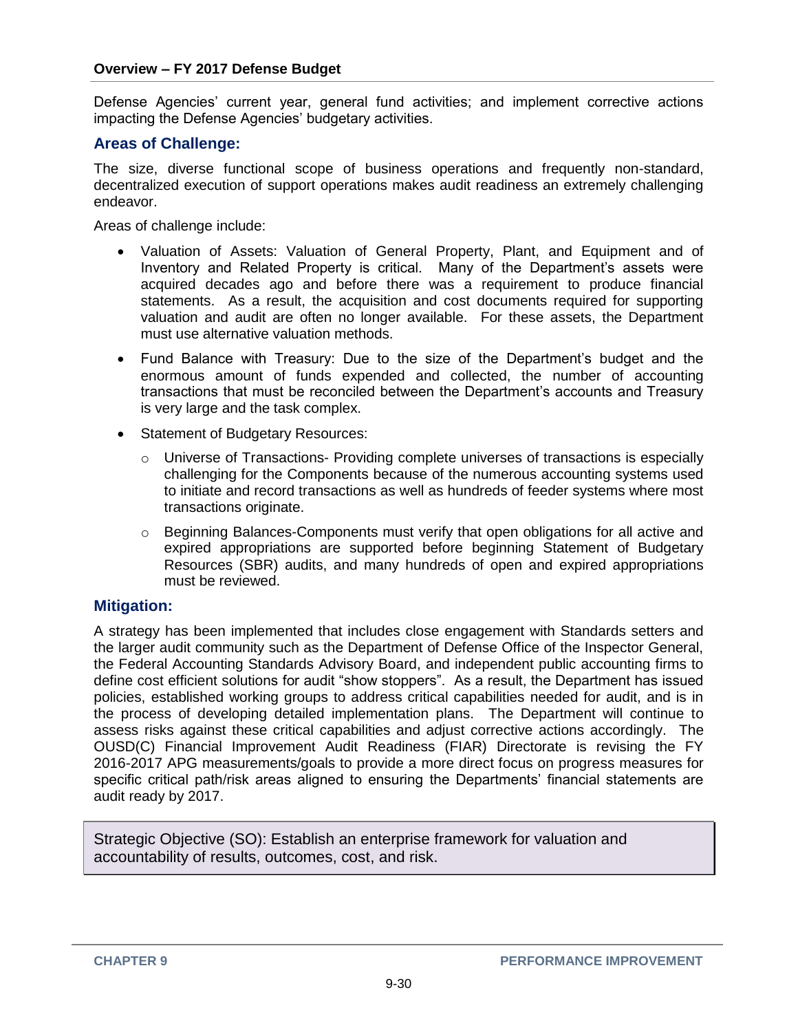Defense Agencies' current year, general fund activities; and implement corrective actions impacting the Defense Agencies' budgetary activities.

### Areas of Challenge:

The size, diverse functional scope of business operations and frequently non-standard, decentralized execution of support operations makes audit readiness an extremely challenging endeavor.

Areas of challenge include:

- Valuation of Assets: Valuation of General Property, Plant, and Equipment and of Inventory and Related Property is critical. Many of the Department's assets were acquired decades ago and before there was a requirement to produce financial statements. As a result, the acquisition and cost documents required for supporting valuation and audit are often no longer available. For these assets, the Department must use alternative valuation methods.
- Fund Balance with Treasury: Due to the size of the Department's budget and the enormous amount of funds expended and collected, the number of accounting transactions that must be reconciled between the Department's accounts and Treasury is very large and the task complex.
- Statement of Budgetary Resources:
  - Universe of Transactions- Providing complete universes of transactions is especially challenging for the Components because of the numerous accounting systems used to initiate and record transactions as well as hundreds of feeder systems where most transactions originate.
  - Beginning Balances-Components must verify that open obligations for all active and expired appropriations are supported before beginning Statement of Budgetary Resources (SBR) audits, and many hundreds of open and expired appropriations must be reviewed.

### Mitigation:

A strategy has been implemented that includes close engagement with Standards setters and the larger audit community such as the Department of Defense Office of the Inspector General, the Federal Accounting Standards Advisory Board, and independent public accounting firms to define cost efficient solutions for audit "show stoppers". As a result, the Department has issued policies, established working groups to address critical capabilities needed for audit, and is in the process of developing detailed implementation plans. The Department will continue to assess risks against these critical capabilities and adjust corrective actions accordingly. The OUSD(C) Financial Improvement Audit Readiness (FIAR) Directorate is revising the FY 2016-2017 APG measurements/goals to provide a more direct focus on progress measures for specific critical path/risk areas aligned to ensuring the Departments' financial statements are audit ready by 2017.

Strategic Objective (SO): Establish an enterprise framework for valuation and accountability of results, outcomes, cost, and risk.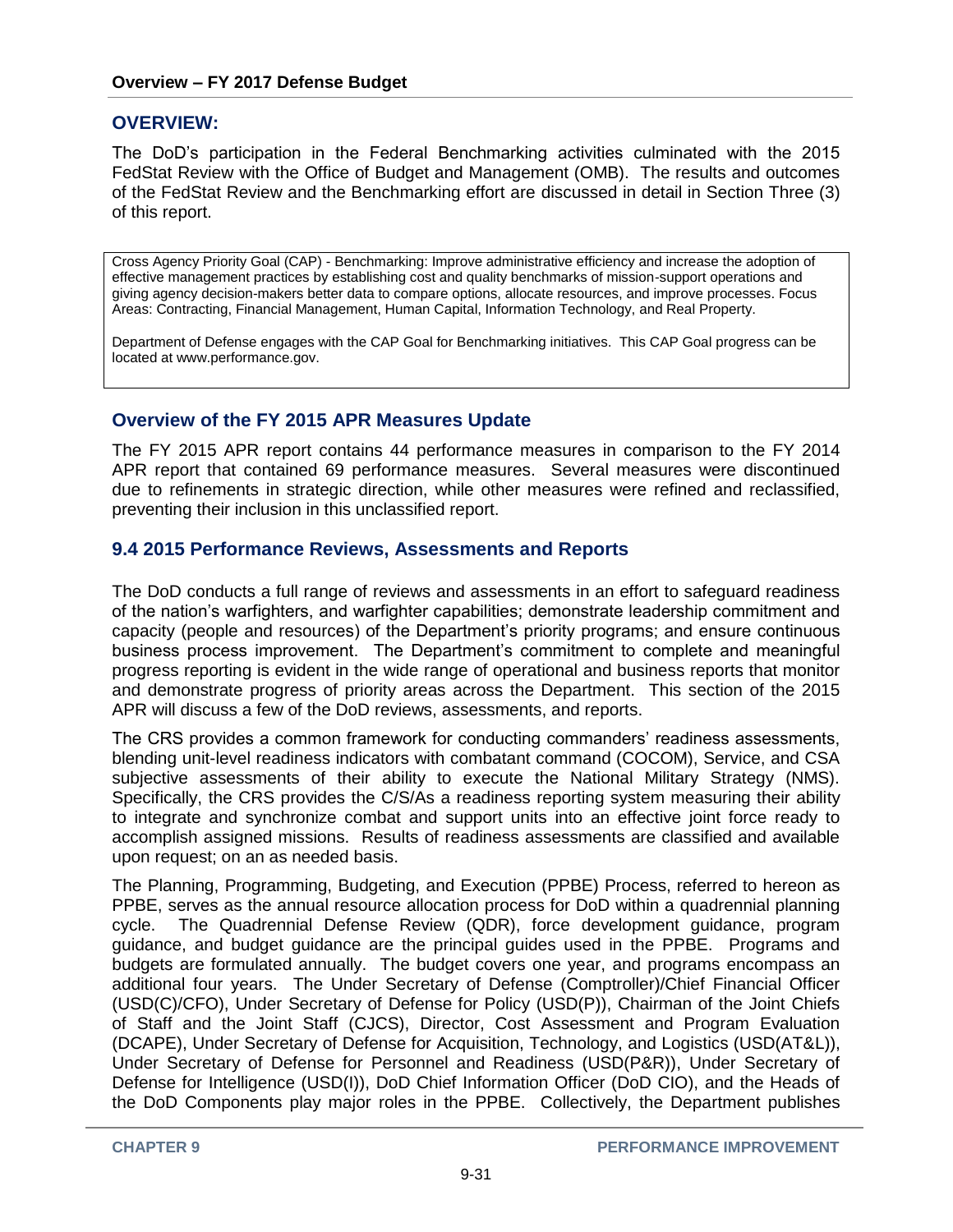## OVERVIEW:

The DoD's participation in the Federal Benchmarking activities culminated with the 2015 FedStat Review with the Office of Budget and Management (OMB). The results and outcomes of the FedStat Review and the Benchmarking effort are discussed in detail in Section Three (3) of this report.

> Cross Agency Priority Goal (CAP) - Benchmarking: Improve administrative efficiency and increase the adoption of effective management practices by establishing cost and quality benchmarks of mission-support operations and giving agency decision-makers better data to compare options, allocate resources, and improve processes. Focus Areas: Contracting, Financial Management, Human Capital, Information Technology, and Real Property.
>
> Department of Defense engages with the CAP Goal for Benchmarking initiatives. This CAP Goal progress can be located at www.performance.gov.

## Overview of the FY 2015 APR Measures Update

The FY 2015 APR report contains 44 performance measures in comparison to the FY 2014 APR report that contained 69 performance measures. Several measures were discontinued due to refinements in strategic direction, while other measures were refined and reclassified, preventing their inclusion in this unclassified report.

## 9.4 2015 Performance Reviews, Assessments and Reports

The DoD conducts a full range of reviews and assessments in an effort to safeguard readiness of the nation's warfighters, and warfighter capabilities; demonstrate leadership commitment and capacity (people and resources) of the Department's priority programs; and ensure continuous business process improvement. The Department's commitment to complete and meaningful progress reporting is evident in the wide range of operational and business reports that monitor and demonstrate progress of priority areas across the Department. This section of the 2015 APR will discuss a few of the DoD reviews, assessments, and reports.

The CRS provides a common framework for conducting commanders' readiness assessments, blending unit-level readiness indicators with combatant command (COCOM), Service, and CSA subjective assessments of their ability to execute the National Military Strategy (NMS). Specifically, the CRS provides the C/S/As a readiness reporting system measuring their ability to integrate and synchronize combat and support units into an effective joint force ready to accomplish assigned missions. Results of readiness assessments are classified and available upon request; on an as needed basis.

The Planning, Programming, Budgeting, and Execution (PPBE) Process, referred to hereon as PPBE, serves as the annual resource allocation process for DoD within a quadrennial planning cycle. The Quadrennial Defense Review (QDR), force development guidance, program guidance, and budget guidance are the principal guides used in the PPBE. Programs and budgets are formulated annually. The budget covers one year, and programs encompass an additional four years. The Under Secretary of Defense (Comptroller)/Chief Financial Officer (USD(C)/CFO), Under Secretary of Defense for Policy (USD(P)), Chairman of the Joint Chiefs of Staff and the Joint Staff (CJCS), Director, Cost Assessment and Program Evaluation (DCAPE), Under Secretary of Defense for Acquisition, Technology, and Logistics (USD(AT&L)), Under Secretary of Defense for Personnel and Readiness (USD(P&R)), Under Secretary of Defense for Intelligence (USD(I)), DoD Chief Information Officer (DoD CIO), and the Heads of the DoD Components play major roles in the PPBE. Collectively, the Department publishes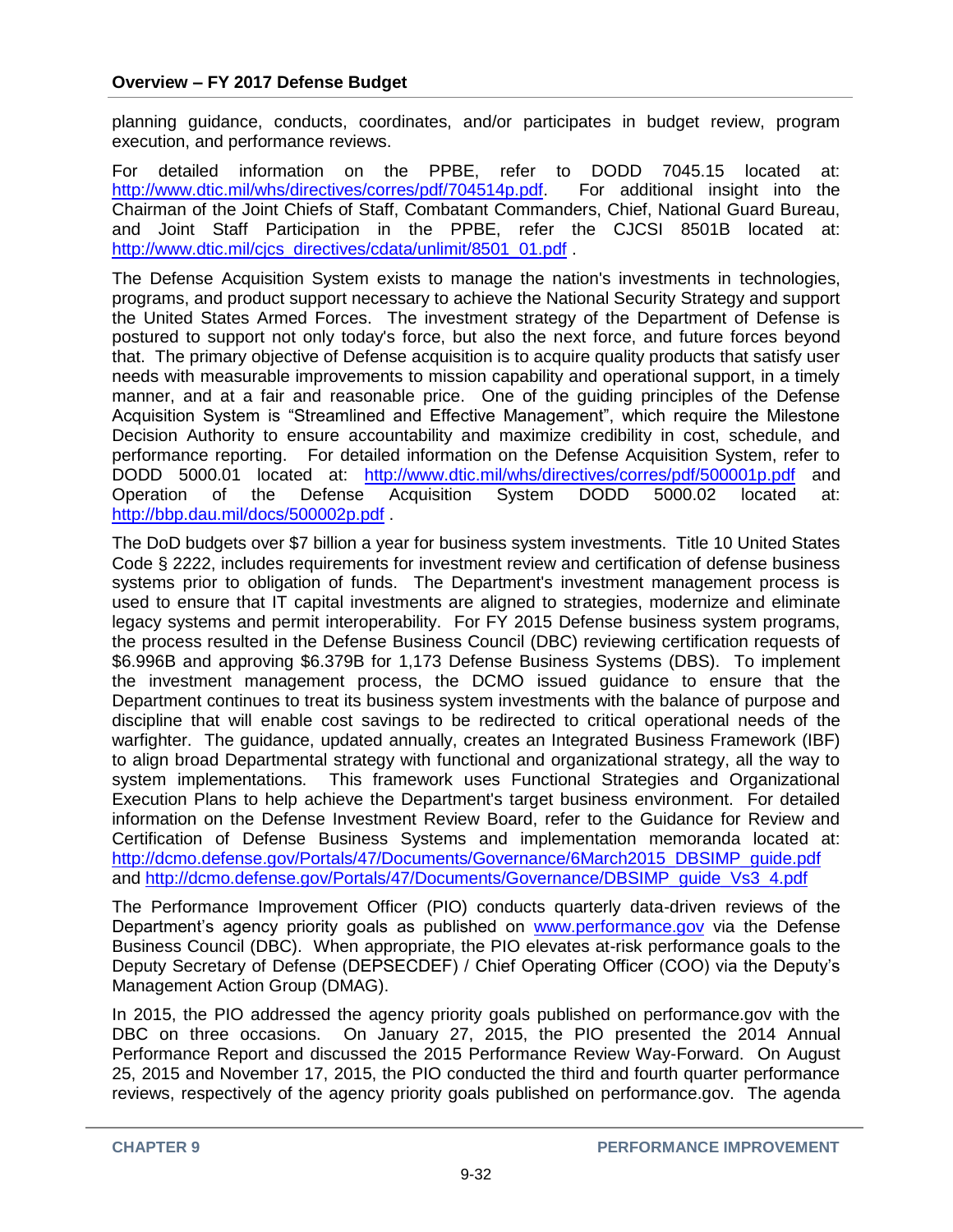planning guidance, conducts, coordinates, and/or participates in budget review, program execution, and performance reviews.

For detailed information on the PPBE, refer to DODD 7045.15 located at: http://www.dtic.mil/whs/directives/corres/pdf/704514p.pdf. For additional insight into the Chairman of the Joint Chiefs of Staff, Combatant Commanders, Chief, National Guard Bureau, and Joint Staff Participation in the PPBE, refer the CJCSI 8501B located at: http://www.dtic.mil/cjcs_directives/cdata/unlimit/8501_01.pdf .

The Defense Acquisition System exists to manage the nation's investments in technologies, programs, and product support necessary to achieve the National Security Strategy and support the United States Armed Forces. The investment strategy of the Department of Defense is postured to support not only today's force, but also the next force, and future forces beyond that. The primary objective of Defense acquisition is to acquire quality products that satisfy user needs with measurable improvements to mission capability and operational support, in a timely manner, and at a fair and reasonable price. One of the guiding principles of the Defense Acquisition System is "Streamlined and Effective Management", which require the Milestone Decision Authority to ensure accountability and maximize credibility in cost, schedule, and performance reporting. For detailed information on the Defense Acquisition System, refer to DODD 5000.01 located at: http://www.dtic.mil/whs/directives/corres/pdf/500001p.pdf and Operation of the Defense Acquisition System DODD 5000.02 located at: http://bbp.dau.mil/docs/500002p.pdf .

The DoD budgets over $7 billion a year for business system investments. Title 10 United States Code § 2222, includes requirements for investment review and certification of defense business systems prior to obligation of funds. The Department's investment management process is used to ensure that IT capital investments are aligned to strategies, modernize and eliminate legacy systems and permit interoperability. For FY 2015 Defense business system programs, the process resulted in the Defense Business Council (DBC) reviewing certification requests of $6.996B and approving $6.379B for 1,173 Defense Business Systems (DBS). To implement the investment management process, the DCMO issued guidance to ensure that the Department continues to treat its business system investments with the balance of purpose and discipline that will enable cost savings to be redirected to critical operational needs of the warfighter. The guidance, updated annually, creates an Integrated Business Framework (IBF) to align broad Departmental strategy with functional and organizational strategy, all the way to system implementations. This framework uses Functional Strategies and Organizational Execution Plans to help achieve the Department's target business environment. For detailed information on the Defense Investment Review Board, refer to the Guidance for Review and Certification of Defense Business Systems and implementation memoranda located at: http://dcmo.defense.gov/Portals/47/Documents/Governance/6March2015_DBSIMP_guide.pdf and http://dcmo.defense.gov/Portals/47/Documents/Governance/DBSIMP_guide_Vs3_4.pdf

The Performance Improvement Officer (PIO) conducts quarterly data-driven reviews of the Department's agency priority goals as published on www.performance.gov via the Defense Business Council (DBC). When appropriate, the PIO elevates at-risk performance goals to the Deputy Secretary of Defense (DEPSECDEF) / Chief Operating Officer (COO) via the Deputy's Management Action Group (DMAG).

In 2015, the PIO addressed the agency priority goals published on performance.gov with the DBC on three occasions. On January 27, 2015, the PIO presented the 2014 Annual Performance Report and discussed the 2015 Performance Review Way-Forward. On August 25, 2015 and November 17, 2015, the PIO conducted the third and fourth quarter performance reviews, respectively of the agency priority goals published on performance.gov. The agenda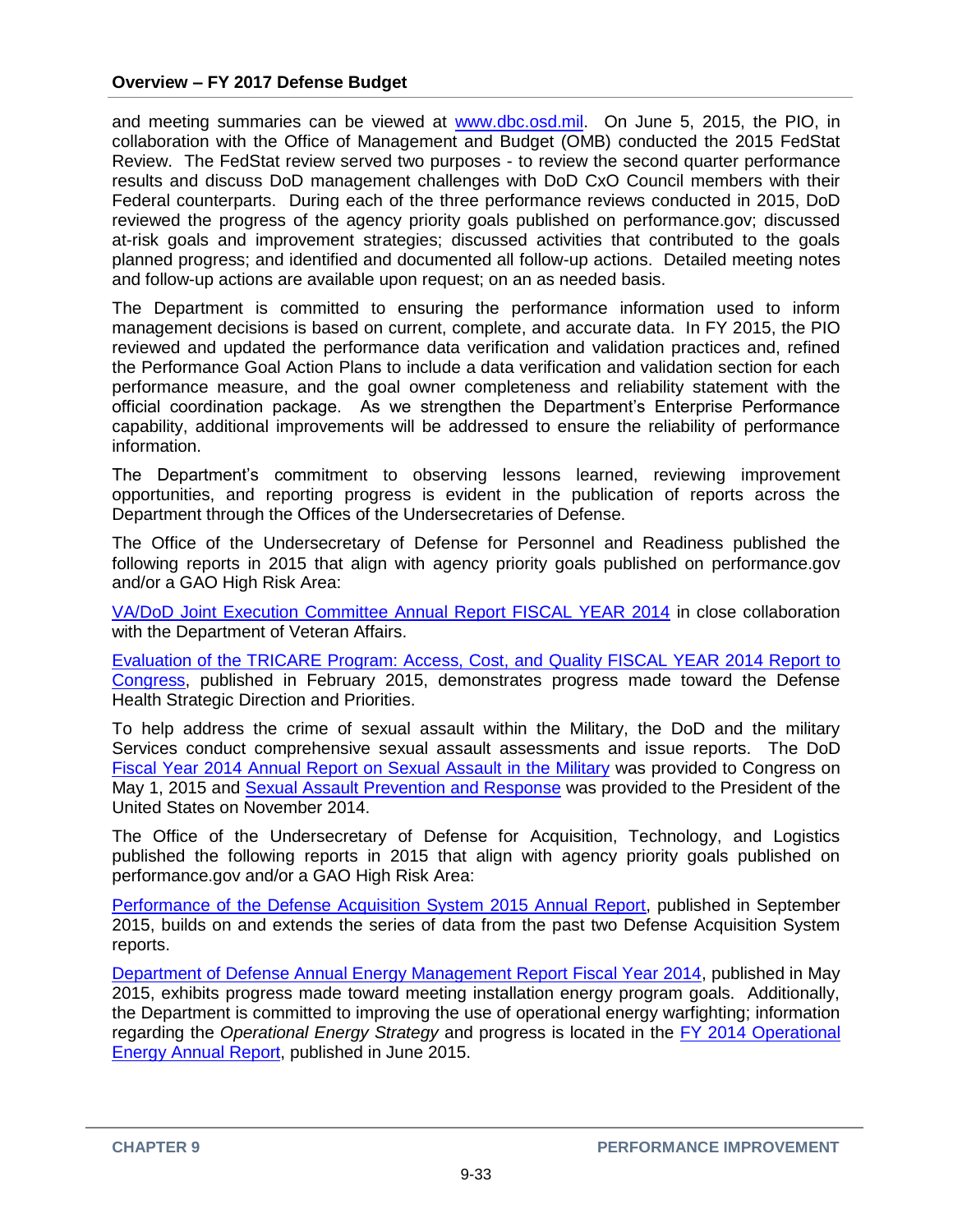and meeting summaries can be viewed at www.dbc.osd.mil. On June 5, 2015, the PIO, in collaboration with the Office of Management and Budget (OMB) conducted the 2015 FedStat Review. The FedStat review served two purposes - to review the second quarter performance results and discuss DoD management challenges with DoD CxO Council members with their Federal counterparts. During each of the three performance reviews conducted in 2015, DoD reviewed the progress of the agency priority goals published on performance.gov; discussed at-risk goals and improvement strategies; discussed activities that contributed to the goals planned progress; and identified and documented all follow-up actions. Detailed meeting notes and follow-up actions are available upon request; on an as needed basis.

The Department is committed to ensuring the performance information used to inform management decisions is based on current, complete, and accurate data. In FY 2015, the PIO reviewed and updated the performance data verification and validation practices and, refined the Performance Goal Action Plans to include a data verification and validation section for each performance measure, and the goal owner completeness and reliability statement with the official coordination package. As we strengthen the Department's Enterprise Performance capability, additional improvements will be addressed to ensure the reliability of performance information.

The Department's commitment to observing lessons learned, reviewing improvement opportunities, and reporting progress is evident in the publication of reports across the Department through the Offices of the Undersecretaries of Defense.

The Office of the Undersecretary of Defense for Personnel and Readiness published the following reports in 2015 that align with agency priority goals published on performance.gov and/or a GAO High Risk Area:

VA/DoD Joint Execution Committee Annual Report FISCAL YEAR 2014 in close collaboration with the Department of Veteran Affairs.

Evaluation of the TRICARE Program: Access, Cost, and Quality FISCAL YEAR 2014 Report to Congress, published in February 2015, demonstrates progress made toward the Defense Health Strategic Direction and Priorities.

To help address the crime of sexual assault within the Military, the DoD and the military Services conduct comprehensive sexual assault assessments and issue reports. The DoD Fiscal Year 2014 Annual Report on Sexual Assault in the Military was provided to Congress on May 1, 2015 and Sexual Assault Prevention and Response was provided to the President of the United States on November 2014.

The Office of the Undersecretary of Defense for Acquisition, Technology, and Logistics published the following reports in 2015 that align with agency priority goals published on performance.gov and/or a GAO High Risk Area:

Performance of the Defense Acquisition System 2015 Annual Report, published in September 2015, builds on and extends the series of data from the past two Defense Acquisition System reports.

Department of Defense Annual Energy Management Report Fiscal Year 2014, published in May 2015, exhibits progress made toward meeting installation energy program goals. Additionally, the Department is committed to improving the use of operational energy warfighting; information regarding the *Operational Energy Strategy* and progress is located in the FY 2014 Operational Energy Annual Report, published in June 2015.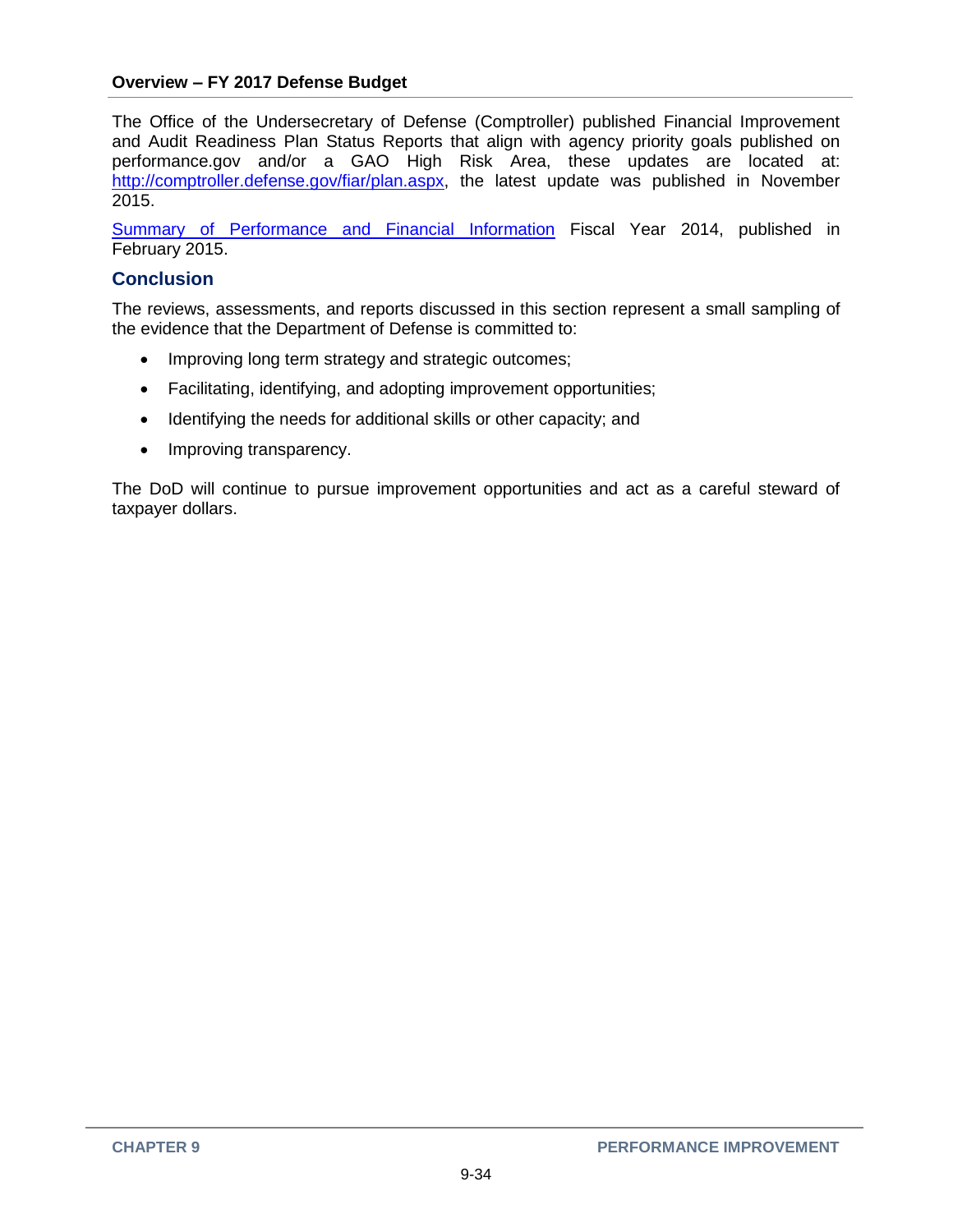The Office of the Undersecretary of Defense (Comptroller) published Financial Improvement and Audit Readiness Plan Status Reports that align with agency priority goals published on performance.gov and/or a GAO High Risk Area, these updates are located at: [http://comptroller.defense.gov/fiar/plan.aspx](http://comptroller.defense.gov/fiar/plan.aspx), the latest update was published in November 2015.

Summary of Performance and Financial Information Fiscal Year 2014, published in February 2015.

## Conclusion

The reviews, assessments, and reports discussed in this section represent a small sampling of the evidence that the Department of Defense is committed to:

- Improving long term strategy and strategic outcomes;
- Facilitating, identifying, and adopting improvement opportunities;
- Identifying the needs for additional skills or other capacity; and
- Improving transparency.

The DoD will continue to pursue improvement opportunities and act as a careful steward of taxpayer dollars.